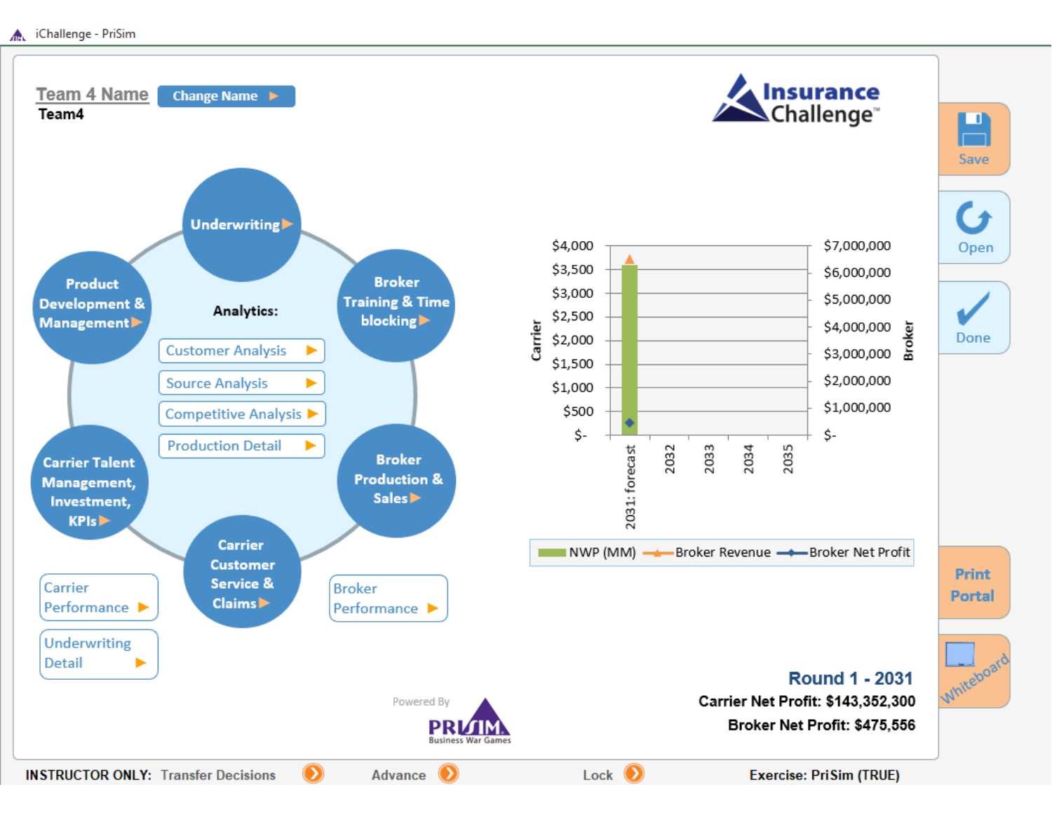iChallenge - PriSim

**Team 4 Name** Change Name ▶

Team4

**Insurance Challenge**™

Save

Open

Done

Print Portal

Whiteboard

- Underwriting ▶
- Broker Training & Time blocking ▶
- Broker Production & Sales ▶
- Carrier Customer Service & Claims ▶
- Carrier Talent Management, Investment, KPIs ▶
- Product Development & Management ▶

**Analytics:**

- Customer Analysis ▶
- Source Analysis ▶
- Competitive Analysis ▶
- Production Detail ▶

Carrier Performance ▶

Underwriting Detail ▶

Broker Performance ▶

Carrier: $4,000 / $3,500 / $3,000 / $2,500 / $2,000 / $1,500 / $1,000 / $500 / $-

Broker: $7,000,000 / $6,000,000 / $5,000,000 / $4,000,000 / $3,000,000 / $2,000,000 / $1,000,000 / $-

2031: forecast / 2032 / 2033 / 2034 / 2035

NWP (MM) — Broker Revenue — Broker Net Profit

**Round 1 - 2031**

**Carrier Net Profit: $143,352,300**

**Broker Net Profit: $475,556**

Powered By PRISIM Business War Games

**INSTRUCTOR ONLY:** Transfer Decisions   Advance   Lock   **Exercise: PriSim (TRUE)**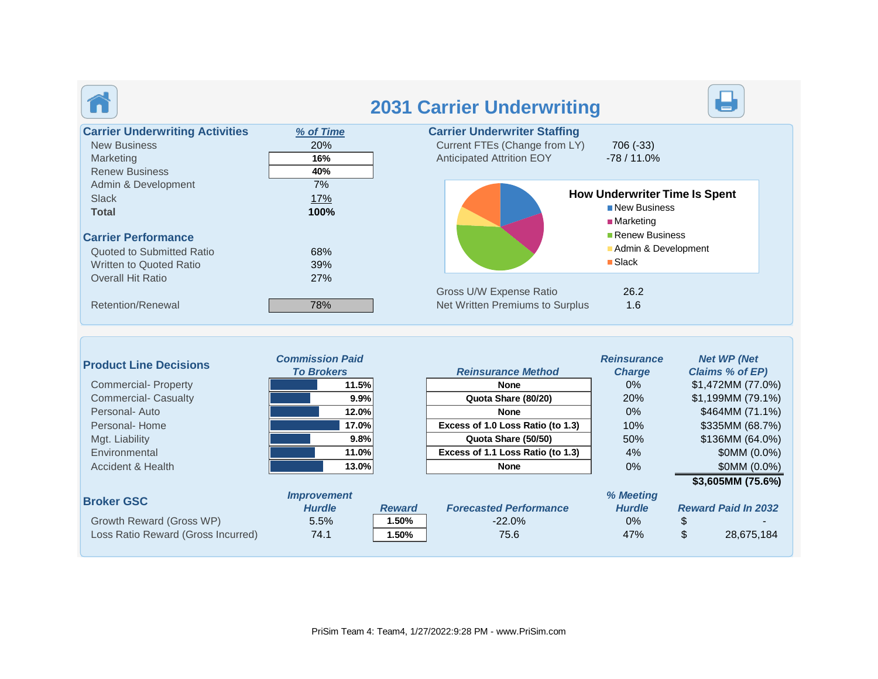# 2031 Carrier Underwriting

| Carrier Underwriting Activities | % of Time |
|---|---|
| New Business | 20% |
| Marketing | 16% |
| Renew Business | 40% |
| Admin & Development | 7% |
| Slack | 17% |
| **Total** | **100%** |

## Carrier Underwriter Staffing

| | |
|---|---|
| Current FTEs (Change from LY) | 706 (-33) |
| Anticipated Attrition EOY | -78 / 11.0% |

**How Underwriter Time Is Spent**

- New Business
- Marketing
- Renew Business
- Admin & Development
- Slack

## Carrier Performance

| | |
|---|---|
| Quoted to Submitted Ratio | 68% |
| Written to Quoted Ratio | 39% |
| Overall Hit Ratio | 27% |
| Retention/Renewal | 78% |

| | |
|---|---|
| Gross U/W Expense Ratio | 26.2 |
| Net Written Premiums to Surplus | 1.6 |

## Product Line Decisions

| Product Line Decisions | Commission Paid To Brokers | Reinsurance Method | Reinsurance Charge | Net WP (Net Claims % of EP) |
|---|---|---|---|---|
| Commercial- Property | 11.5% | None | 0% | $1,472MM (77.0%) |
| Commercial- Casualty | 9.9% | Quota Share (80/20) | 20% | $1,199MM (79.1%) |
| Personal- Auto | 12.0% | None | 0% | $464MM (71.1%) |
| Personal- Home | 17.0% | Excess of 1.0 Loss Ratio (to 1.3) | 10% | $335MM (68.7%) |
| Mgt. Liability | 9.8% | Quota Share (50/50) | 50% | $136MM (64.0%) |
| Environmental | 11.0% | Excess of 1.1 Loss Ratio (to 1.3) | 4% | $0MM (0.0%) |
| Accident & Health | 13.0% | None | 0% | $0MM (0.0%) |
| | | | | **$3,605MM (75.6%)** |

## Broker GSC

| Broker GSC | Improvement Hurdle | Reward | Forecasted Performance | % Meeting Hurdle | Reward Paid In 2032 |
|---|---|---|---|---|---|
| Growth Reward (Gross WP) | 5.5% | 1.50% | -22.0% | 0% | $ - |
| Loss Ratio Reward (Gross Incurred) | 74.1 | 1.50% | 75.6 | 47% | $ 28,675,184 |

PriSim Team 4: Team4, 1/27/2022:9:28 PM - www.PriSim.com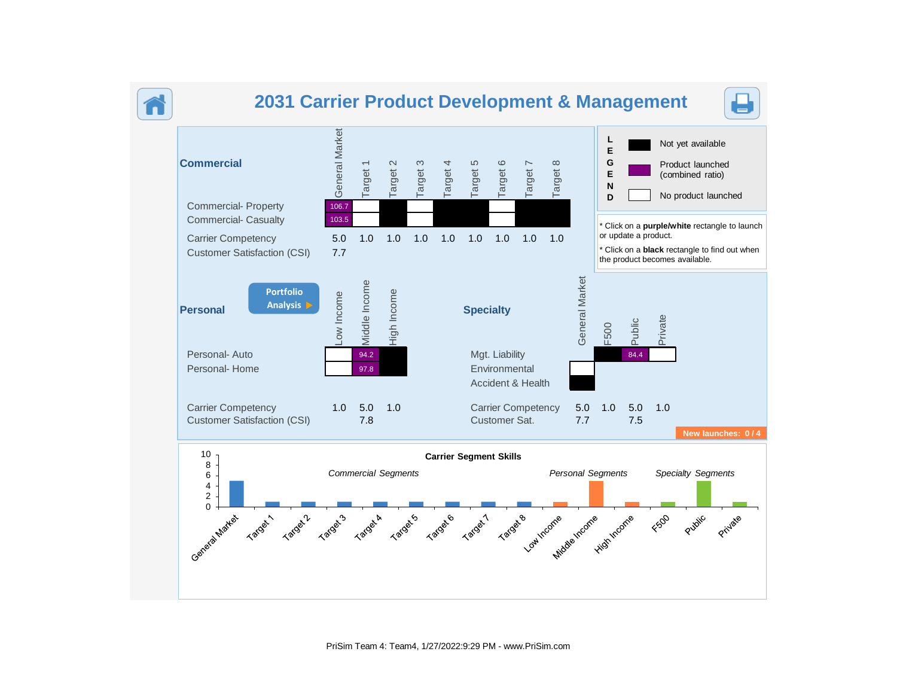# 2031 Carrier Product Development & Management

## Commercial

| | General Market | Target 1 | Target 2 | Target 3 | Target 4 | Target 5 | Target 6 | Target 7 | Target 8 |
|---|---|---|---|---|---|---|---|---|---|
| Commercial- Property | 106.7 | | | | | | | | |
| Commercial- Casualty | 103.5 | | | | | | | | |
| Carrier Competency | 5.0 | 1.0 | 1.0 | 1.0 | 1.0 | 1.0 | 1.0 | 1.0 | 1.0 |
| Customer Satisfaction (CSI) | 7.7 | | | | | | | | |

**LEGEND**

- Not yet available
- Product launched (combined ratio)
- No product launched

* Click on a **purple/white** rectangle to launch or update a product.

* Click on a **black** rectangle to find out when the product becomes available.

## Personal

Portfolio Analysis ▶

| | Low Income | Middle Income | High Income |
|---|---|---|---|
| Personal- Auto | | 94.2 | |
| Personal- Home | | 97.8 | |
| Carrier Competency | 1.0 | 5.0 | 1.0 |
| Customer Satisfaction (CSI) | | 7.8 | |

## Specialty

| | General Market | F500 | Public | Private |
|---|---|---|---|---|
| Mgt. Liability | | | 84.4 | |
| Environmental | | | | |
| Accident & Health | | | | |
| Carrier Competency | 5.0 | 1.0 | 5.0 | 1.0 |
| Customer Sat. | 7.7 | | 7.5 | |

New launches: 0 / 4

**Carrier Segment Skills**

| Segment | Skill |
|---|---|
| *Commercial Segments* | |
| General Market | 5 |
| Target 1 | 1 |
| Target 2 | 1 |
| Target 3 | 1 |
| Target 4 | 1 |
| Target 5 | 1 |
| Target 6 | 1 |
| Target 7 | 1 |
| Target 8 | 1 |
| *Personal Segments* | |
| Low Income | 1 |
| Middle Income | 5 |
| High Income | 1 |
| *Specialty Segments* | |
| F500 | 1 |
| Public | 5 |
| Private | 1 |

PriSim Team 4: Team4, 1/27/2022:9:29 PM - www.PriSim.com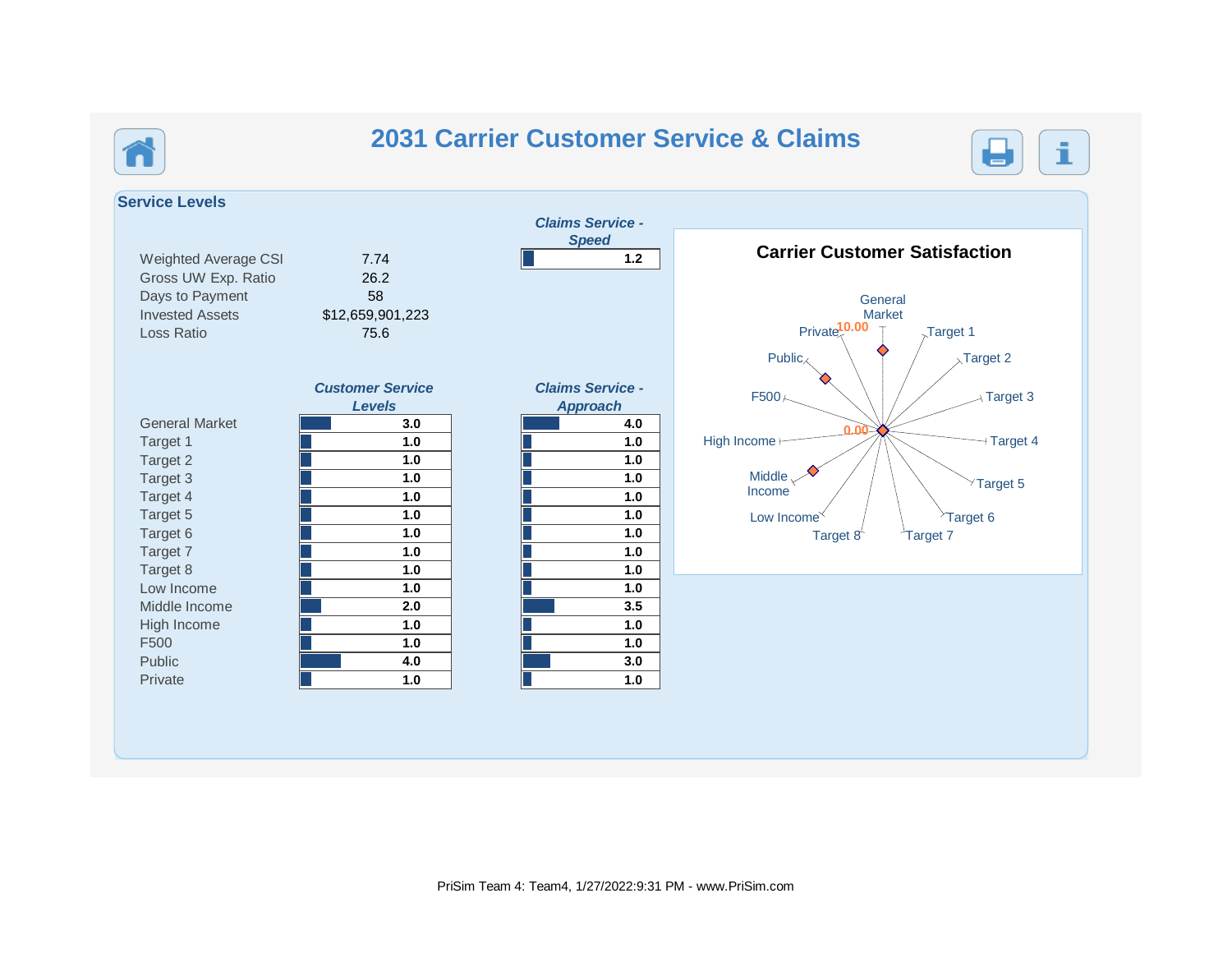# 2031 Carrier Customer Service & Claims

## Service Levels

| | |
|---|---|
| Weighted Average CSI | 7.74 |
| Gross UW Exp. Ratio | 26.2 |
| Days to Payment | 58 |
| Invested Assets | $12,659,901,223 |
| Loss Ratio | 75.6 |

*Claims Service - Speed*: 1.2

| | *Customer Service Levels* | *Claims Service - Approach* |
|---|---|---|
| General Market | 3.0 | 4.0 |
| Target 1 | 1.0 | 1.0 |
| Target 2 | 1.0 | 1.0 |
| Target 3 | 1.0 | 1.0 |
| Target 4 | 1.0 | 1.0 |
| Target 5 | 1.0 | 1.0 |
| Target 6 | 1.0 | 1.0 |
| Target 7 | 1.0 | 1.0 |
| Target 8 | 1.0 | 1.0 |
| Low Income | 1.0 | 1.0 |
| Middle Income | 2.0 | 3.5 |
| High Income | 1.0 | 1.0 |
| F500 | 1.0 | 1.0 |
| Public | 4.0 | 3.0 |
| Private | 1.0 | 1.0 |

**Carrier Customer Satisfaction**

General Market, Target 1, Target 2, Target 3, Target 4, Target 5, Target 6, Target 7, Target 8, Low Income, Middle Income, High Income, F500, Public, Private

10.00

0.00

PriSim Team 4: Team4, 1/27/2022:9:31 PM - www.PriSim.com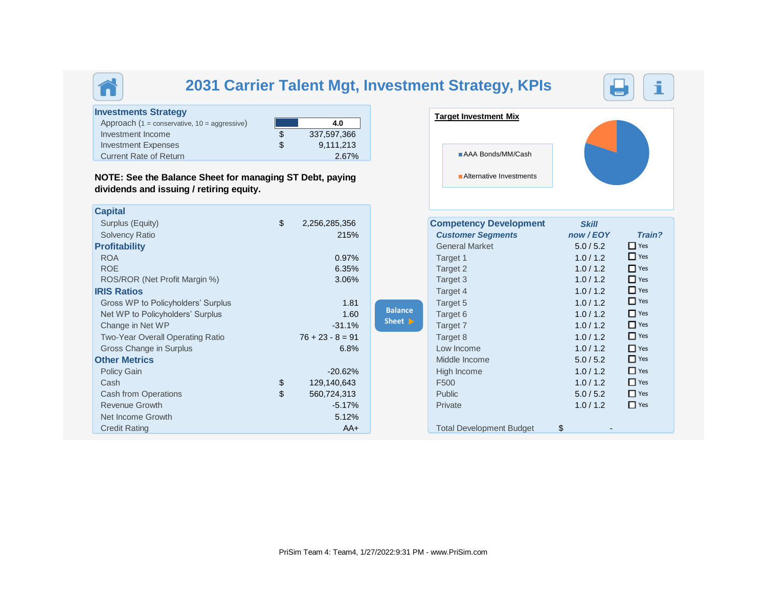# 2031 Carrier Talent Mgt, Investment Strategy, KPIs

## Investments Strategy

| | |
|---|---|
| Approach (1 = conservative, 10 = aggressive) | 4.0 |
| Investment Income | $ 337,597,366 |
| Investment Expenses | $ 9,111,213 |
| Current Rate of Return | 2.67% |

**NOTE: See the Balance Sheet for managing ST Debt, paying dividends and issuing / retiring equity.**

## Capital

| | |
|---|---|
| Surplus (Equity) | $ 2,256,285,356 |
| Solvency Ratio | 215% |

## Profitability

| | |
|---|---|
| ROA | 0.97% |
| ROE | 6.35% |
| ROS/ROR (Net Profit Margin %) | 3.06% |

## IRIS Ratios

| | |
|---|---|
| Gross WP to Policyholders' Surplus | 1.81 |
| Net WP to Policyholders' Surplus | 1.60 |
| Change in Net WP | -31.1% |
| Two-Year Overall Operating Ratio | 76 + 23 - 8 = 91 |
| Gross Change in Surplus | 6.8% |

## Other Metrics

| | |
|---|---|
| Policy Gain | -20.62% |
| Cash | $ 129,140,643 |
| Cash from Operations | $ 560,724,313 |
| Revenue Growth | -5.17% |
| Net Income Growth | 5.12% |
| Credit Rating | AA+ |

Balance Sheet ▶

**Target Investment Mix**

- AAA Bonds/MM/Cash
- Alternative Investments

## Competency Development

| Customer Segments | Skill now / EOY | Train? |
|---|---|---|
| General Market | 5.0 / 5.2 | ☐ Yes |
| Target 1 | 1.0 / 1.2 | ☐ Yes |
| Target 2 | 1.0 / 1.2 | ☐ Yes |
| Target 3 | 1.0 / 1.2 | ☐ Yes |
| Target 4 | 1.0 / 1.2 | ☐ Yes |
| Target 5 | 1.0 / 1.2 | ☐ Yes |
| Target 6 | 1.0 / 1.2 | ☐ Yes |
| Target 7 | 1.0 / 1.2 | ☐ Yes |
| Target 8 | 1.0 / 1.2 | ☐ Yes |
| Low Income | 1.0 / 1.2 | ☐ Yes |
| Middle Income | 5.0 / 5.2 | ☐ Yes |
| High Income | 1.0 / 1.2 | ☐ Yes |
| F500 | 1.0 / 1.2 | ☐ Yes |
| Public | 5.0 / 5.2 | ☐ Yes |
| Private | 1.0 / 1.2 | ☐ Yes |

Total Development Budget $ -

PriSim Team 4: Team4, 1/27/2022:9:31 PM - www.PriSim.com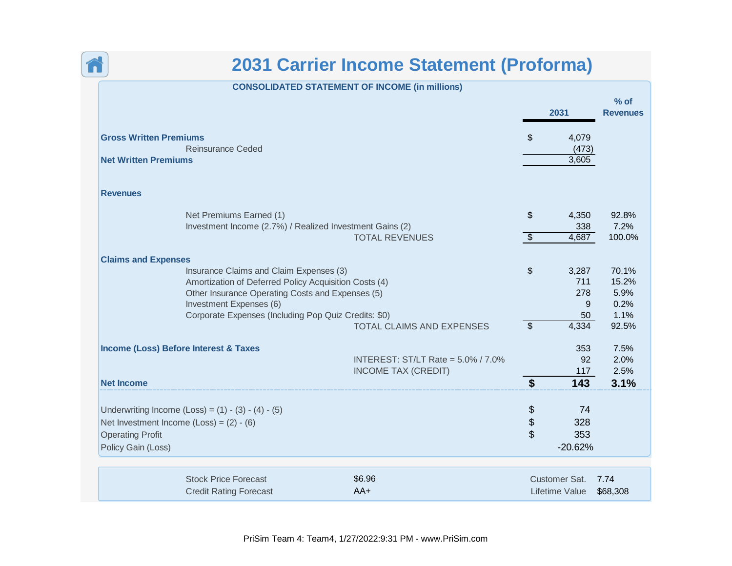# 2031 Carrier Income Statement (Proforma)

**CONSOLIDATED STATEMENT OF INCOME (in millions)**

| | | 2031 | % of Revenues |
|---|---|---|---|
| **Gross Written Premiums** | $ | 4,079 | |
| Reinsurance Ceded | | (473) | |
| **Net Written Premiums** | | 3,605 | |
| | | | |
| **Revenues** | | | |
| Net Premiums Earned (1) | $ | 4,350 | 92.8% |
| Investment Income (2.7%) / Realized Investment Gains (2) | | 338 | 7.2% |
| TOTAL REVENUES | $ | 4,687 | 100.0% |
| | | | |
| **Claims and Expenses** | | | |
| Insurance Claims and Claim Expenses (3) | $ | 3,287 | 70.1% |
| Amortization of Deferred Policy Acquisition Costs (4) | | 711 | 15.2% |
| Other Insurance Operating Costs and Expenses (5) | | 278 | 5.9% |
| Investment Expenses (6) | | 9 | 0.2% |
| Corporate Expenses (Including Pop Quiz Credits: $0) | | 50 | 1.1% |
| TOTAL CLAIMS AND EXPENSES | $ | 4,334 | 92.5% |
| | | | |
| **Income (Loss) Before Interest & Taxes** | | 353 | 7.5% |
| INTEREST: ST/LT Rate = 5.0% / 7.0% | | 92 | 2.0% |
| INCOME TAX (CREDIT) | | 117 | 2.5% |
| **Net Income** | **$** | **143** | **3.1%** |

| | | |
|---|---|---|
| Underwriting Income (Loss) = (1) - (3) - (4) - (5) | $ | 74 |
| Net Investment Income (Loss) = (2) - (6) | $ | 328 |
| Operating Profit | $ | 353 |
| Policy Gain (Loss) | | -20.62% |

| | | | |
|---|---|---|---|
| Stock Price Forecast | $6.96 | Customer Sat. | 7.74 |
| Credit Rating Forecast | AA+ | Lifetime Value | $68,308 |

PriSim Team 4: Team4, 1/27/2022:9:31 PM - www.PriSim.com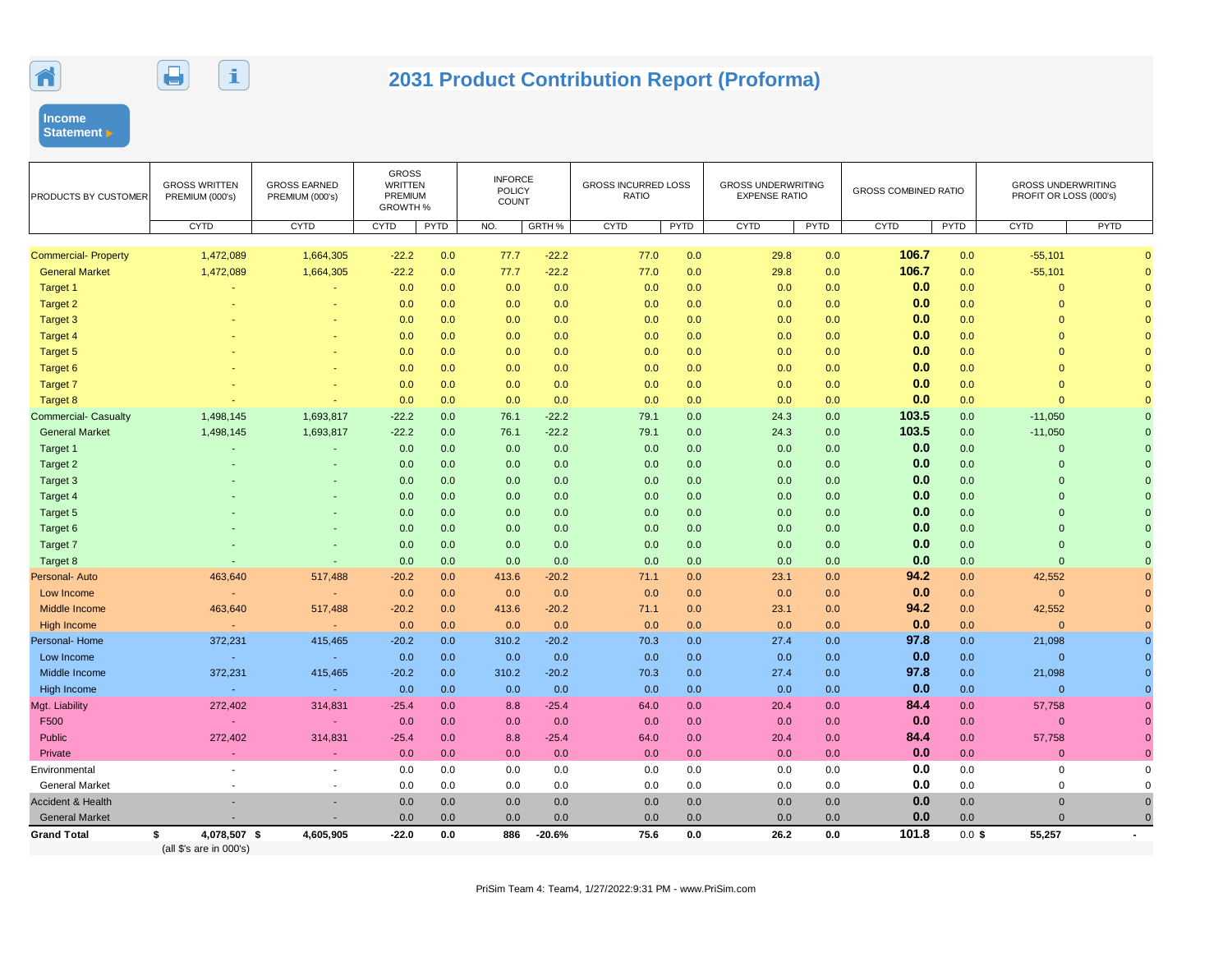# 2031 Product Contribution Report (Proforma)

Income Statement ▶

| PRODUCTS BY CUSTOMER | GROSS WRITTEN PREMIUM (000's) | GROSS EARNED PREMIUM (000's) | GROSS WRITTEN PREMIUM GROWTH % | | INFORCE POLICY COUNT | | GROSS INCURRED LOSS RATIO | | GROSS UNDERWRITING EXPENSE RATIO | | GROSS COMBINED RATIO | | GROSS UNDERWRITING PROFIT OR LOSS (000's) | |
|---|---|---|---|---|---|---|---|---|---|---|---|---|---|---|
| | CYTD | CYTD | CYTD | PYTD | NO. | GRTH % | CYTD | PYTD | CYTD | PYTD | CYTD | PYTD | CYTD | PYTD |
| Commercial- Property | 1,472,089 | 1,664,305 | -22.2 | 0.0 | 77.7 | -22.2 | 77.0 | 0.0 | 29.8 | 0.0 | **106.7** | 0.0 | -55,101 | 0 |
| General Market | 1,472,089 | 1,664,305 | -22.2 | 0.0 | 77.7 | -22.2 | 77.0 | 0.0 | 29.8 | 0.0 | **106.7** | 0.0 | -55,101 | 0 |
| Target 1 | - | - | 0.0 | 0.0 | 0.0 | 0.0 | 0.0 | 0.0 | 0.0 | 0.0 | **0.0** | 0.0 | 0 | 0 |
| Target 2 | - | - | 0.0 | 0.0 | 0.0 | 0.0 | 0.0 | 0.0 | 0.0 | 0.0 | **0.0** | 0.0 | 0 | 0 |
| Target 3 | - | - | 0.0 | 0.0 | 0.0 | 0.0 | 0.0 | 0.0 | 0.0 | 0.0 | **0.0** | 0.0 | 0 | 0 |
| Target 4 | - | - | 0.0 | 0.0 | 0.0 | 0.0 | 0.0 | 0.0 | 0.0 | 0.0 | **0.0** | 0.0 | 0 | 0 |
| Target 5 | - | - | 0.0 | 0.0 | 0.0 | 0.0 | 0.0 | 0.0 | 0.0 | 0.0 | **0.0** | 0.0 | 0 | 0 |
| Target 6 | - | - | 0.0 | 0.0 | 0.0 | 0.0 | 0.0 | 0.0 | 0.0 | 0.0 | **0.0** | 0.0 | 0 | 0 |
| Target 7 | - | - | 0.0 | 0.0 | 0.0 | 0.0 | 0.0 | 0.0 | 0.0 | 0.0 | **0.0** | 0.0 | 0 | 0 |
| Target 8 | - | - | 0.0 | 0.0 | 0.0 | 0.0 | 0.0 | 0.0 | 0.0 | 0.0 | **0.0** | 0.0 | 0 | 0 |
| Commercial- Casualty | 1,498,145 | 1,693,817 | -22.2 | 0.0 | 76.1 | -22.2 | 79.1 | 0.0 | 24.3 | 0.0 | **103.5** | 0.0 | -11,050 | 0 |
| General Market | 1,498,145 | 1,693,817 | -22.2 | 0.0 | 76.1 | -22.2 | 79.1 | 0.0 | 24.3 | 0.0 | **103.5** | 0.0 | -11,050 | 0 |
| Target 1 | - | - | 0.0 | 0.0 | 0.0 | 0.0 | 0.0 | 0.0 | 0.0 | 0.0 | **0.0** | 0.0 | 0 | 0 |
| Target 2 | - | - | 0.0 | 0.0 | 0.0 | 0.0 | 0.0 | 0.0 | 0.0 | 0.0 | **0.0** | 0.0 | 0 | 0 |
| Target 3 | - | - | 0.0 | 0.0 | 0.0 | 0.0 | 0.0 | 0.0 | 0.0 | 0.0 | **0.0** | 0.0 | 0 | 0 |
| Target 4 | - | - | 0.0 | 0.0 | 0.0 | 0.0 | 0.0 | 0.0 | 0.0 | 0.0 | **0.0** | 0.0 | 0 | 0 |
| Target 5 | - | - | 0.0 | 0.0 | 0.0 | 0.0 | 0.0 | 0.0 | 0.0 | 0.0 | **0.0** | 0.0 | 0 | 0 |
| Target 6 | - | - | 0.0 | 0.0 | 0.0 | 0.0 | 0.0 | 0.0 | 0.0 | 0.0 | **0.0** | 0.0 | 0 | 0 |
| Target 7 | - | - | 0.0 | 0.0 | 0.0 | 0.0 | 0.0 | 0.0 | 0.0 | 0.0 | **0.0** | 0.0 | 0 | 0 |
| Target 8 | - | - | 0.0 | 0.0 | 0.0 | 0.0 | 0.0 | 0.0 | 0.0 | 0.0 | **0.0** | 0.0 | 0 | 0 |
| Personal- Auto | 463,640 | 517,488 | -20.2 | 0.0 | 413.6 | -20.2 | 71.1 | 0.0 | 23.1 | 0.0 | **94.2** | 0.0 | 42,552 | 0 |
| Low Income | - | - | 0.0 | 0.0 | 0.0 | 0.0 | 0.0 | 0.0 | 0.0 | 0.0 | **0.0** | 0.0 | 0 | 0 |
| Middle Income | 463,640 | 517,488 | -20.2 | 0.0 | 413.6 | -20.2 | 71.1 | 0.0 | 23.1 | 0.0 | **94.2** | 0.0 | 42,552 | 0 |
| High Income | - | - | 0.0 | 0.0 | 0.0 | 0.0 | 0.0 | 0.0 | 0.0 | 0.0 | **0.0** | 0.0 | 0 | 0 |
| Personal- Home | 372,231 | 415,465 | -20.2 | 0.0 | 310.2 | -20.2 | 70.3 | 0.0 | 27.4 | 0.0 | **97.8** | 0.0 | 21,098 | 0 |
| Low Income | - | - | 0.0 | 0.0 | 0.0 | 0.0 | 0.0 | 0.0 | 0.0 | 0.0 | **0.0** | 0.0 | 0 | 0 |
| Middle Income | 372,231 | 415,465 | -20.2 | 0.0 | 310.2 | -20.2 | 70.3 | 0.0 | 27.4 | 0.0 | **97.8** | 0.0 | 21,098 | 0 |
| High Income | - | - | 0.0 | 0.0 | 0.0 | 0.0 | 0.0 | 0.0 | 0.0 | 0.0 | **0.0** | 0.0 | 0 | 0 |
| Mgt. Liability | 272,402 | 314,831 | -25.4 | 0.0 | 8.8 | -25.4 | 64.0 | 0.0 | 20.4 | 0.0 | **84.4** | 0.0 | 57,758 | 0 |
| F500 | - | - | 0.0 | 0.0 | 0.0 | 0.0 | 0.0 | 0.0 | 0.0 | 0.0 | **0.0** | 0.0 | 0 | 0 |
| Public | 272,402 | 314,831 | -25.4 | 0.0 | 8.8 | -25.4 | 64.0 | 0.0 | 20.4 | 0.0 | **84.4** | 0.0 | 57,758 | 0 |
| Private | - | - | 0.0 | 0.0 | 0.0 | 0.0 | 0.0 | 0.0 | 0.0 | 0.0 | **0.0** | 0.0 | 0 | 0 |
| Environmental | - | - | 0.0 | 0.0 | 0.0 | 0.0 | 0.0 | 0.0 | 0.0 | 0.0 | **0.0** | 0.0 | 0 | 0 |
| General Market | - | - | 0.0 | 0.0 | 0.0 | 0.0 | 0.0 | 0.0 | 0.0 | 0.0 | **0.0** | 0.0 | 0 | 0 |
| Accident & Health | - | - | 0.0 | 0.0 | 0.0 | 0.0 | 0.0 | 0.0 | 0.0 | 0.0 | **0.0** | 0.0 | 0 | 0 |
| General Market | - | - | 0.0 | 0.0 | 0.0 | 0.0 | 0.0 | 0.0 | 0.0 | 0.0 | **0.0** | 0.0 | 0 | 0 |
| **Grand Total** | **$ 4,078,507** | **$ 4,605,905** | **-22.0** | **0.0** | **886** | **-20.6%** | **75.6** | **0.0** | **26.2** | **0.0** | **101.8** | 0.0 | **$ 55,257** | **-** |

(all $'s are in 000's)

PriSim Team 4: Team4, 1/27/2022:9:31 PM - www.PriSim.com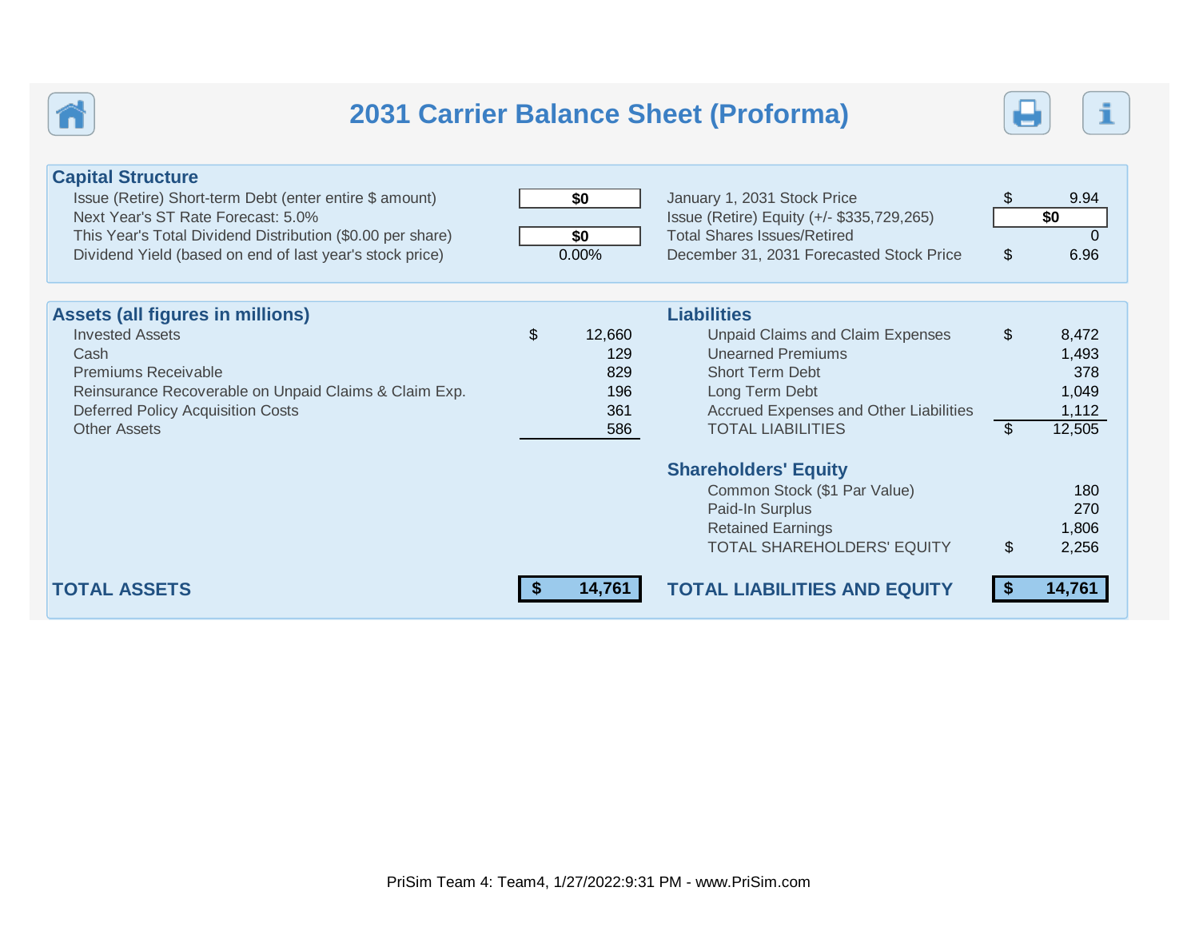# 2031 Carrier Balance Sheet (Proforma)

## Capital Structure

| | | | |
|---|---|---|---|
| Issue (Retire) Short-term Debt (enter entire $ amount) | $0 | January 1, 2031 Stock Price | $ 9.94 |
| Next Year's ST Rate Forecast: 5.0% | | Issue (Retire) Equity (+/- $335,729,265) | $0 |
| This Year's Total Dividend Distribution ($0.00 per share) | $0 | Total Shares Issues/Retired | 0 |
| Dividend Yield (based on end of last year's stock price) | 0.00% | December 31, 2031 Forecasted Stock Price | $ 6.96 |

## Assets (all figures in millions)

| | |
|---|---|
| Invested Assets | $ 12,660 |
| Cash | 129 |
| Premiums Receivable | 829 |
| Reinsurance Recoverable on Unpaid Claims & Claim Exp. | 196 |
| Deferred Policy Acquisition Costs | 361 |
| Other Assets | 586 |
| **TOTAL ASSETS** | **$ 14,761** |

## Liabilities

| | |
|---|---|
| Unpaid Claims and Claim Expenses | $ 8,472 |
| Unearned Premiums | 1,493 |
| Short Term Debt | 378 |
| Long Term Debt | 1,049 |
| Accrued Expenses and Other Liabilities | 1,112 |
| TOTAL LIABILITIES | $ 12,505 |

## Shareholders' Equity

| | |
|---|---|
| Common Stock ($1 Par Value) | 180 |
| Paid-In Surplus | 270 |
| Retained Earnings | 1,806 |
| TOTAL SHAREHOLDERS' EQUITY | $ 2,256 |
| **TOTAL LIABILITIES AND EQUITY** | **$ 14,761** |

PriSim Team 4: Team4, 1/27/2022:9:31 PM - www.PriSim.com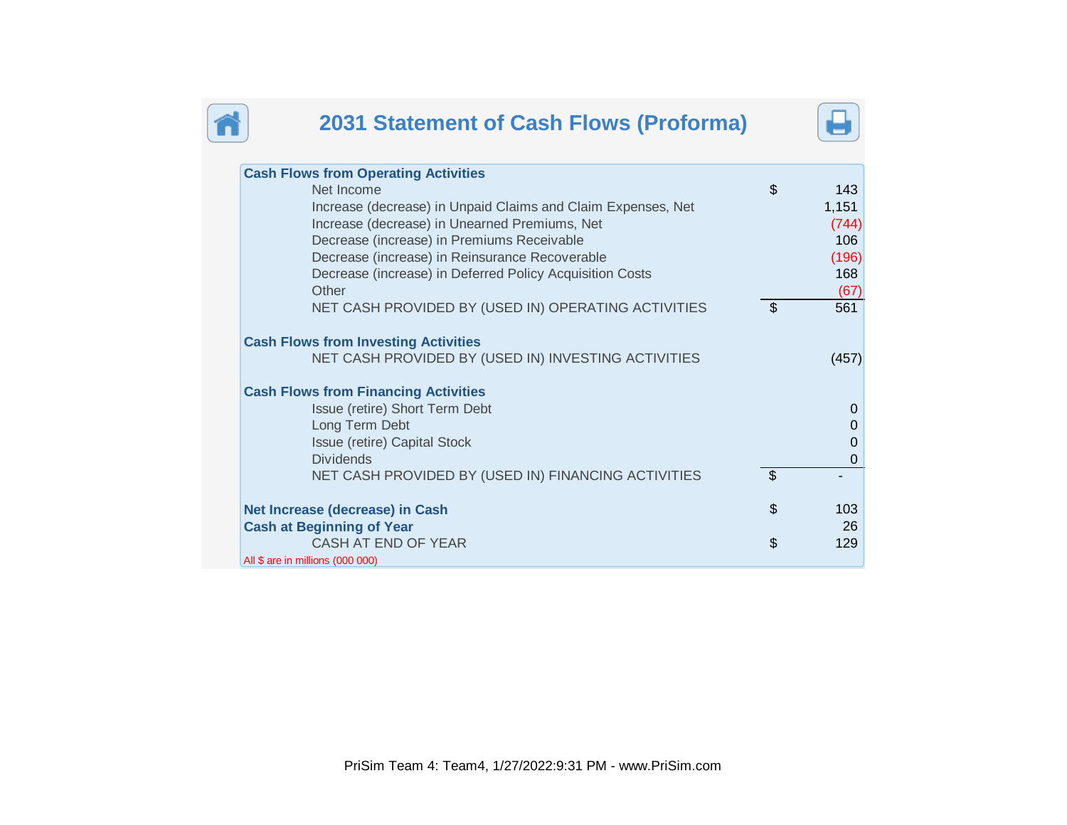# 2031 Statement of Cash Flows (Proforma)

| | | |
|---|---|---|
| **Cash Flows from Operating Activities** | | |
| Net Income | $ | 143 |
| Increase (decrease) in Unpaid Claims and Claim Expenses, Net | | 1,151 |
| Increase (decrease) in Unearned Premiums, Net | | (744) |
| Decrease (increase) in Premiums Receivable | | 106 |
| Decrease (increase) in Reinsurance Recoverable | | (196) |
| Decrease (increase) in Deferred Policy Acquisition Costs | | 168 |
| Other | | (67) |
| NET CASH PROVIDED BY (USED IN) OPERATING ACTIVITIES | $ | 561 |
| | | |
| **Cash Flows from Investing Activities** | | |
| NET CASH PROVIDED BY (USED IN) INVESTING ACTIVITIES | | (457) |
| | | |
| **Cash Flows from Financing Activities** | | |
| Issue (retire) Short Term Debt | | 0 |
| Long Term Debt | | 0 |
| Issue (retire) Capital Stock | | 0 |
| Dividends | | 0 |
| NET CASH PROVIDED BY (USED IN) FINANCING ACTIVITIES | $ | - |
| | | |
| **Net Increase (decrease) in Cash** | $ | 103 |
| **Cash at Beginning of Year** | | 26 |
| CASH AT END OF YEAR | $ | 129 |

All $ are in millions (000 000)

PriSim Team 4: Team4, 1/27/2022:9:31 PM - www.PriSim.com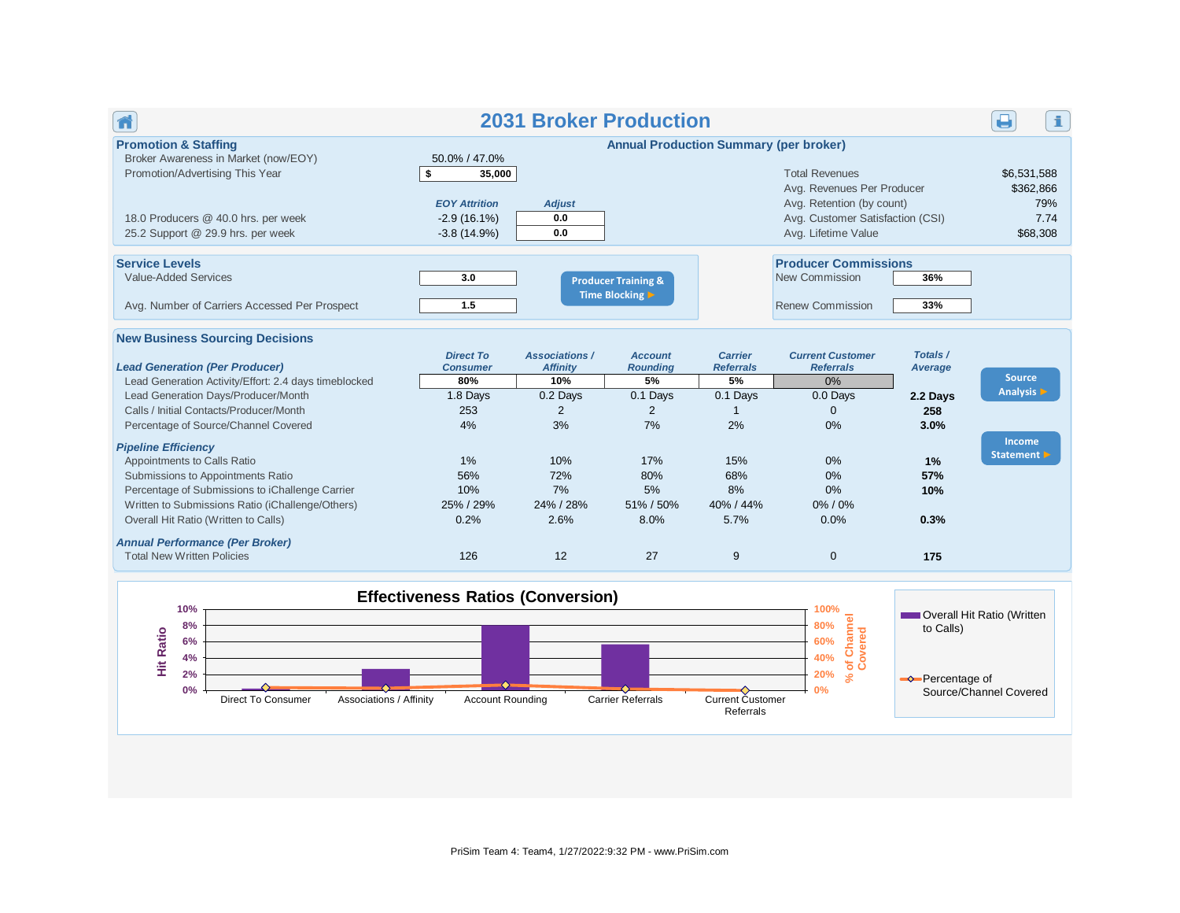# 2031 Broker Production

## Promotion & Staffing

| | | |
|---|---|---|
| Broker Awareness in Market (now/EOY) | 50.0% / 47.0% | |
| Promotion/Advertising This Year | $ 35,000 | |
| | **EOY Attrition** | **Adjust** |
| 18.0 Producers @ 40.0 hrs. per week | -2.9 (16.1%) | 0.0 |
| 25.2 Support @ 29.9 hrs. per week | -3.8 (14.9%) | 0.0 |

## Annual Production Summary (per broker)

| | |
|---|---|
| Total Revenues | $6,531,588 |
| Avg. Revenues Per Producer | $362,866 |
| Avg. Retention (by count) | 79% |
| Avg. Customer Satisfaction (CSI) | 7.74 |
| Avg. Lifetime Value | $68,308 |

## Service Levels

| | |
|---|---|
| Value-Added Services | 3.0 |
| Avg. Number of Carriers Accessed Per Prospect | 1.5 |

Producer Training & Time Blocking ►

## Producer Commissions

| | |
|---|---|
| New Commission | 36% |
| Renew Commission | 33% |

## New Business Sourcing Decisions

| | Direct To Consumer | Associations / Affinity | Account Rounding | Carrier Referrals | Current Customer Referrals | Totals / Average |
|---|---|---|---|---|---|---|
| ***Lead Generation (Per Producer)*** | | | | | | |
| Lead Generation Activity/Effort: 2.4 days timeblocked | 80% | 10% | 5% | 5% | 0% | |
| Lead Generation Days/Producer/Month | 1.8 Days | 0.2 Days | 0.1 Days | 0.1 Days | 0.0 Days | **2.2 Days** |
| Calls / Initial Contacts/Producer/Month | 253 | 2 | 2 | 1 | 0 | **258** |
| Percentage of Source/Channel Covered | 4% | 3% | 7% | 2% | 0% | **3.0%** |
| ***Pipeline Efficiency*** | | | | | | |
| Appointments to Calls Ratio | 1% | 10% | 17% | 15% | 0% | **1%** |
| Submissions to Appointments Ratio | 56% | 72% | 80% | 68% | 0% | **57%** |
| Percentage of Submissions to iChallenge Carrier | 10% | 7% | 5% | 8% | 0% | **10%** |
| Written to Submissions Ratio (iChallenge/Others) | 25% / 29% | 24% / 28% | 51% / 50% | 40% / 44% | 0% / 0% | |
| Overall Hit Ratio (Written to Calls) | 0.2% | 2.6% | 8.0% | 5.7% | 0.0% | **0.3%** |
| ***Annual Performance (Per Broker)*** | | | | | | |
| Total New Written Policies | 126 | 12 | 27 | 9 | 0 | **175** |

Source Analysis ►

Income Statement ►

## Effectiveness Ratios (Conversion)

| | Direct To Consumer | Associations / Affinity | Account Rounding | Carrier Referrals | Current Customer Referrals |
|---|---|---|---|---|---|
| Overall Hit Ratio (Written to Calls) | 0.2% | 2.6% | 8.0% | 5.7% | 0.0% |
| Percentage of Source/Channel Covered | 4% | 3% | 7% | 2% | 0% |

PriSim Team 4: Team4, 1/27/2022:9:32 PM - www.PriSim.com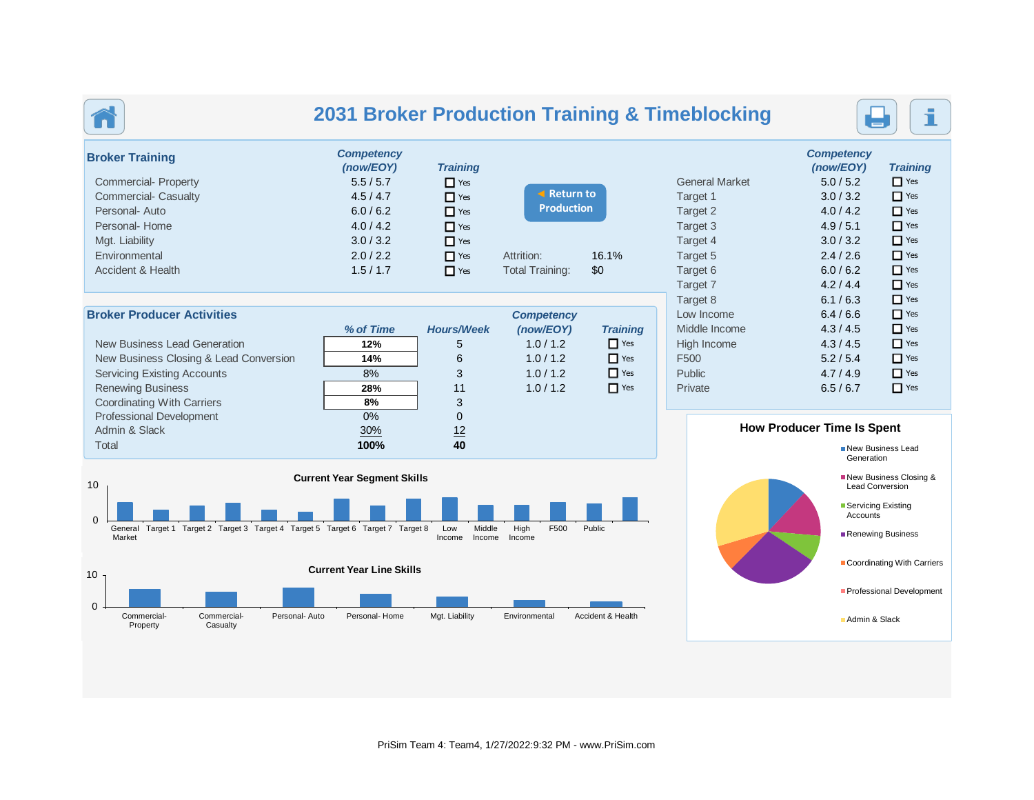# 2031 Broker Production Training & Timeblocking

## Broker Training

| | Competency (now/EOY) | Training |
|---|---|---|
| Commercial- Property | 5.5 / 5.7 | Yes |
| Commercial- Casualty | 4.5 / 4.7 | Yes |
| Personal- Auto | 6.0 / 6.2 | Yes |
| Personal- Home | 4.0 / 4.2 | Yes |
| Mgt. Liability | 3.0 / 3.2 | Yes |
| Environmental | 2.0 / 2.2 | Yes |
| Accident & Health | 1.5 / 1.7 | Yes |

Return to Production

Attrition: 16.1%
Total Training: $0

| | Competency (now/EOY) | Training |
|---|---|---|
| General Market | 5.0 / 5.2 | Yes |
| Target 1 | 3.0 / 3.2 | Yes |
| Target 2 | 4.0 / 4.2 | Yes |
| Target 3 | 4.9 / 5.1 | Yes |
| Target 4 | 3.0 / 3.2 | Yes |
| Target 5 | 2.4 / 2.6 | Yes |
| Target 6 | 6.0 / 6.2 | Yes |
| Target 7 | 4.2 / 4.4 | Yes |
| Target 8 | 6.1 / 6.3 | Yes |
| Low Income | 6.4 / 6.6 | Yes |
| Middle Income | 4.3 / 4.5 | Yes |
| High Income | 4.3 / 4.5 | Yes |
| F500 | 5.2 / 5.4 | Yes |
| Public | 4.7 / 4.9 | Yes |
| Private | 6.5 / 6.7 | Yes |

## Broker Producer Activities

| | % of Time | Hours/Week | Competency (now/EOY) | Training |
|---|---|---|---|---|
| New Business Lead Generation | 12% | 5 | 1.0 / 1.2 | Yes |
| New Business Closing & Lead Conversion | 14% | 6 | 1.0 / 1.2 | Yes |
| Servicing Existing Accounts | 8% | 3 | 1.0 / 1.2 | Yes |
| Renewing Business | 28% | 11 | 1.0 / 1.2 | Yes |
| Coordinating With Carriers | 8% | 3 | | |
| Professional Development | 0% | 0 | | |
| Admin & Slack | 30% | 12 | | |
| Total | **100%** | **40** | | |

**Current Year Segment Skills**

**Current Year Line Skills**

**How Producer Time Is Spent**

- New Business Lead Generation
- New Business Closing & Lead Conversion
- Servicing Existing Accounts
- Renewing Business
- Coordinating With Carriers
- Professional Development
- Admin & Slack

PriSim Team 4: Team4, 1/27/2022:9:32 PM - www.PriSim.com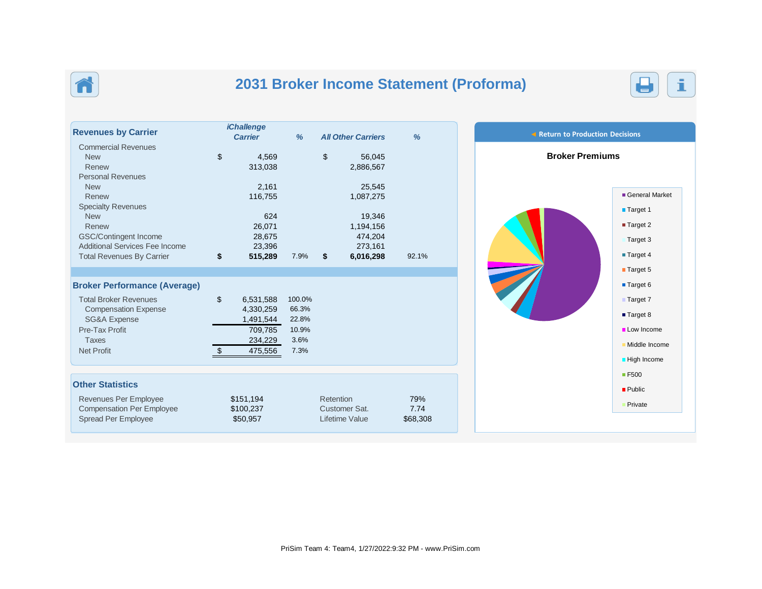# 2031 Broker Income Statement (Proforma)

## Revenues by Carrier

| | iChallenge Carrier | % | All Other Carriers | % |
|---|---|---|---|---|
| Commercial Revenues | | | | |
| New | $ 4,569 | | $ 56,045 | |
| Renew | 313,038 | | 2,886,567 | |
| Personal Revenues | | | | |
| New | 2,161 | | 25,545 | |
| Renew | 116,755 | | 1,087,275 | |
| Specialty Revenues | | | | |
| New | 624 | | 19,346 | |
| Renew | 26,071 | | 1,194,156 | |
| GSC/Contingent Income | 28,675 | | 474,204 | |
| Additional Services Fee Income | 23,396 | | 273,161 | |
| Total Revenues By Carrier | **$ 515,289** | 7.9% | **$ 6,016,298** | 92.1% |

## Broker Performance (Average)

| | | |
|---|---|---|
| Total Broker Revenues | $ 6,531,588 | 100.0% |
| Compensation Expense | 4,330,259 | 66.3% |
| SG&A Expense | 1,491,544 | 22.8% |
| Pre-Tax Profit | 709,785 | 10.9% |
| Taxes | 234,229 | 3.6% |
| Net Profit | $ 475,556 | 7.3% |

## Other Statistics

| | | | |
|---|---|---|---|
| Revenues Per Employee | $151,194 | Retention | 79% |
| Compensation Per Employee | $100,237 | Customer Sat. | 7.74 |
| Spread Per Employee | $50,957 | Lifetime Value | $68,308 |

Return to Production Decisions

**Broker Premiums**

- General Market
- Target 1
- Target 2
- Target 3
- Target 4
- Target 5
- Target 6
- Target 7
- Target 8
- Low Income
- Middle Income
- High Income
- F500
- Public
- Private

PriSim Team 4: Team4, 1/27/2022:9:32 PM - www.PriSim.com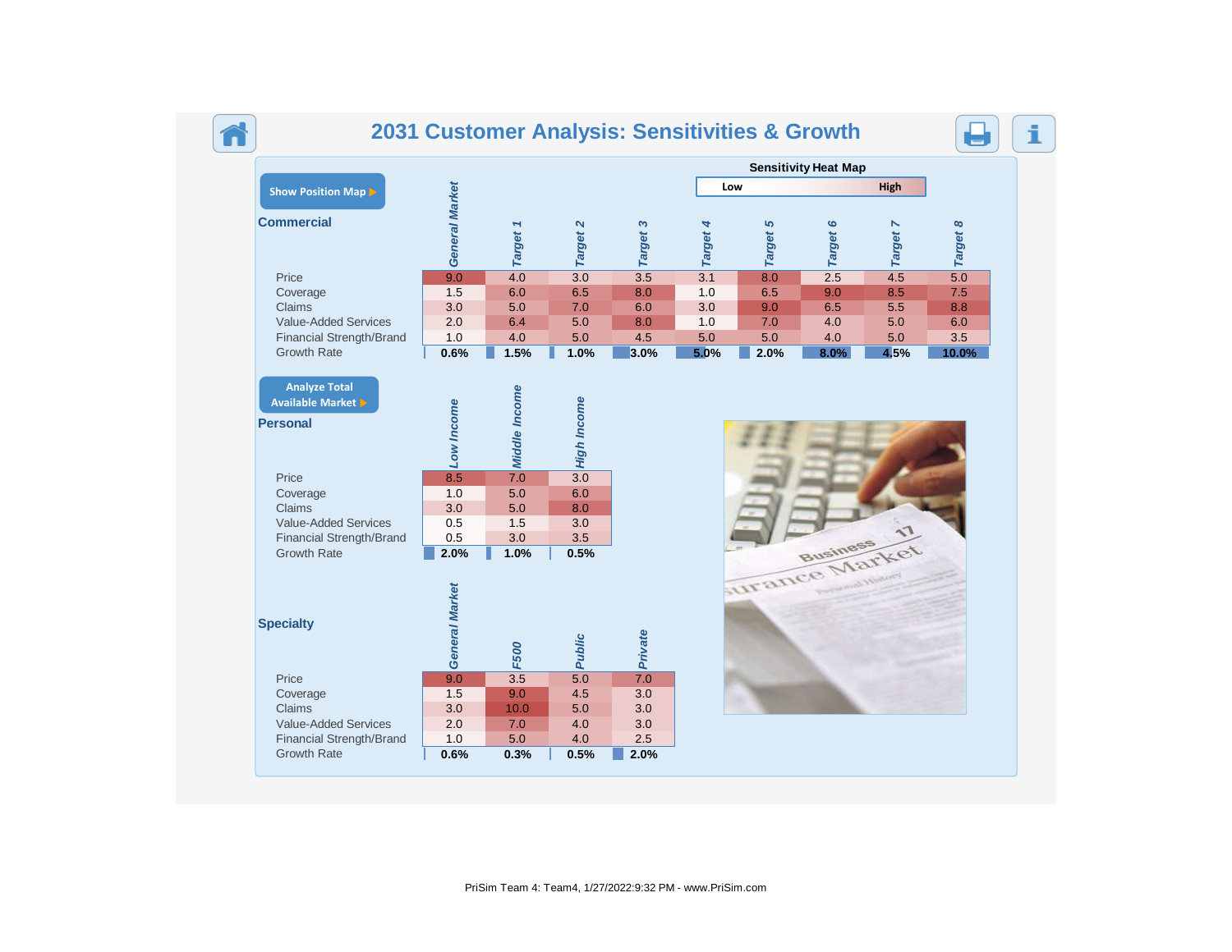# 2031 Customer Analysis: Sensitivities & Growth

Show Position Map ▶

**Sensitivity Heat Map**

Low — High

## Commercial

| | General Market | Target 1 | Target 2 | Target 3 | Target 4 | Target 5 | Target 6 | Target 7 | Target 8 |
|---|---|---|---|---|---|---|---|---|---|
| Price | 9.0 | 4.0 | 3.0 | 3.5 | 3.1 | 8.0 | 2.5 | 4.5 | 5.0 |
| Coverage | 1.5 | 6.0 | 6.5 | 8.0 | 1.0 | 6.5 | 9.0 | 8.5 | 7.5 |
| Claims | 3.0 | 5.0 | 7.0 | 6.0 | 3.0 | 9.0 | 6.5 | 5.5 | 8.8 |
| Value-Added Services | 2.0 | 6.4 | 5.0 | 8.0 | 1.0 | 7.0 | 4.0 | 5.0 | 6.0 |
| Financial Strength/Brand | 1.0 | 4.0 | 5.0 | 4.5 | 5.0 | 5.0 | 4.0 | 5.0 | 3.5 |
| Growth Rate | 0.6% | 1.5% | 1.0% | 3.0% | 5.0% | 2.0% | 8.0% | 4.5% | 10.0% |

Analyze Total Available Market ▶

## Personal

| | Low Income | Middle Income | High Income |
|---|---|---|---|
| Price | 8.5 | 7.0 | 3.0 |
| Coverage | 1.0 | 5.0 | 6.0 |
| Claims | 3.0 | 5.0 | 8.0 |
| Value-Added Services | 0.5 | 1.5 | 3.0 |
| Financial Strength/Brand | 0.5 | 3.0 | 3.5 |
| Growth Rate | 2.0% | 1.0% | 0.5% |

## Specialty

| | General Market | F500 | Public | Private |
|---|---|---|---|---|
| Price | 9.0 | 3.5 | 5.0 | 7.0 |
| Coverage | 1.5 | 9.0 | 4.5 | 3.0 |
| Claims | 3.0 | 10.0 | 5.0 | 3.0 |
| Value-Added Services | 2.0 | 7.0 | 4.0 | 3.0 |
| Financial Strength/Brand | 1.0 | 5.0 | 4.0 | 2.5 |
| Growth Rate | 0.6% | 0.3% | 0.5% | 2.0% |

PriSim Team 4: Team4, 1/27/2022:9:32 PM - www.PriSim.com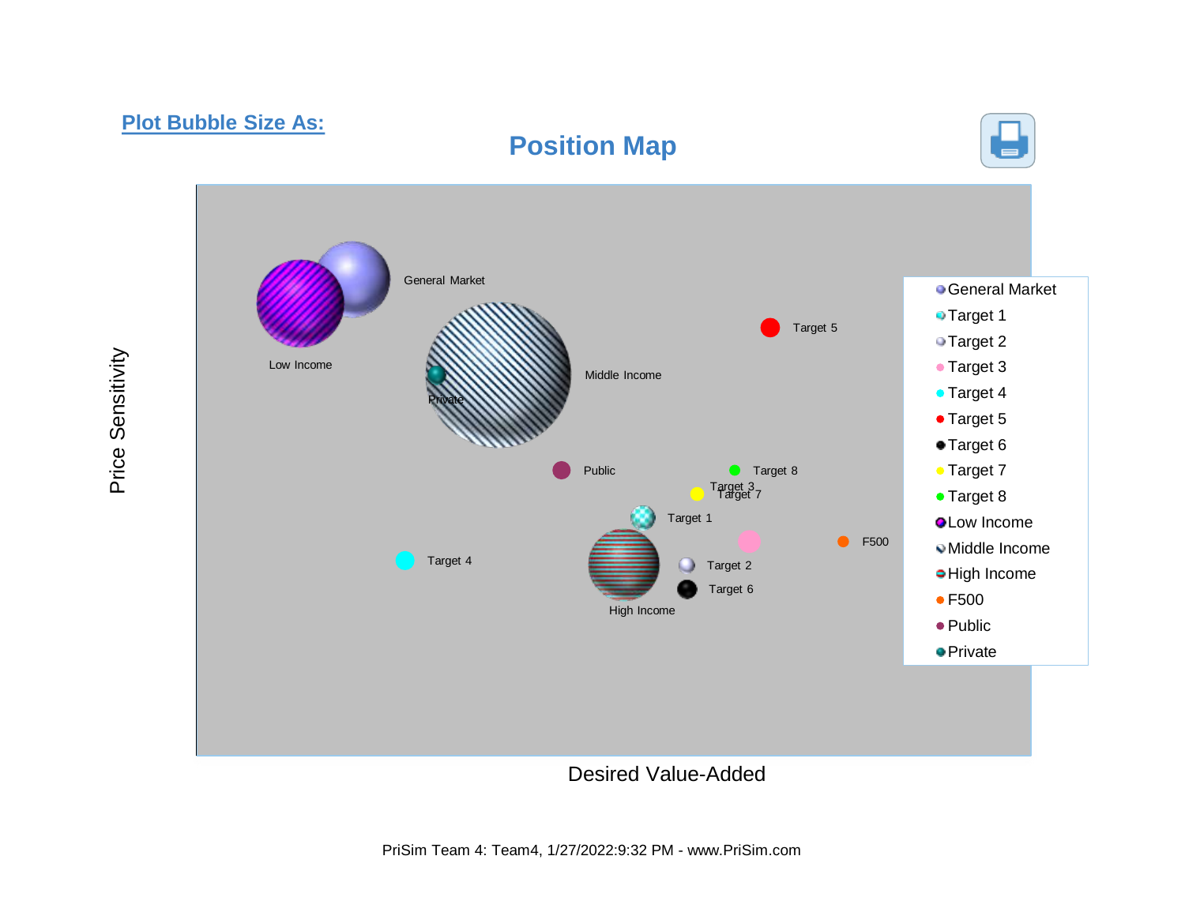Plot Bubble Size As:

# Position Map

Price Sensitivity

General Market

Low Income

Middle Income

Private

Target 5

Public

Target 8

Target 3

Target 7

Target 1

F500

Target 4

Target 2

Target 6

High Income

Desired Value-Added

- General Market
- Target 1
- Target 2
- Target 3
- Target 4
- Target 5
- Target 6
- Target 7
- Target 8
- Low Income
- Middle Income
- High Income
- F500
- Public
- Private

PriSim Team 4: Team4, 1/27/2022:9:32 PM - www.PriSim.com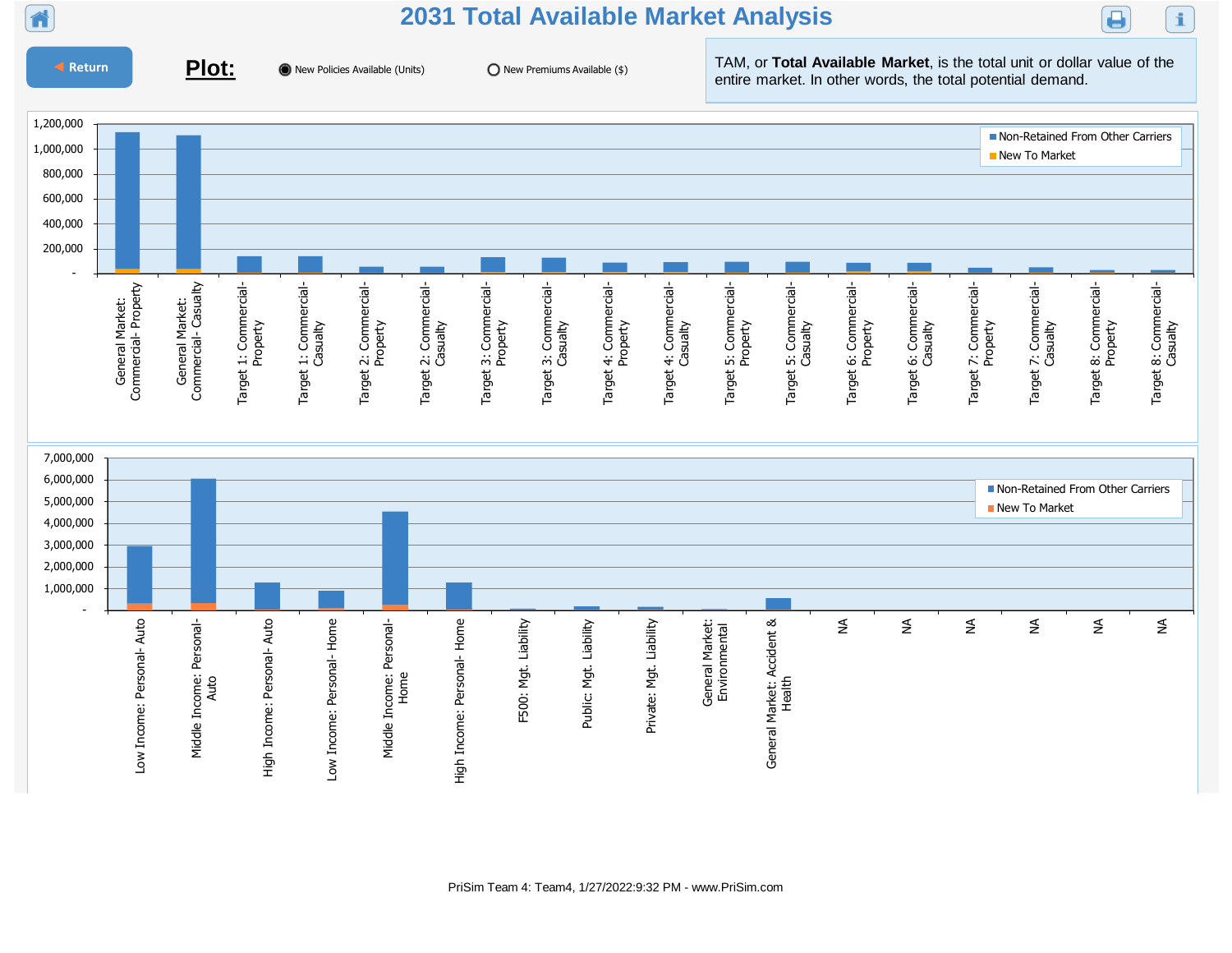# 2031 Total Available Market Analysis

Return

**Plot:** ◉ New Policies Available (Units) ○ New Premiums Available ($)

TAM, or **Total Available Market**, is the total unit or dollar value of the entire market. In other words, the total potential demand.

Legend: Non-Retained From Other Carriers; New To Market

Y-axis: -, 200,000, 400,000, 600,000, 800,000, 1,000,000, 1,200,000

Categories: General Market: Commercial- Property; General Market: Commercial- Casualty; Target 1: Commercial- Property; Target 1: Commercial- Casualty; Target 2: Commercial- Property; Target 2: Commercial- Casualty; Target 3: Commercial- Property; Target 3: Commercial- Casualty; Target 4: Commercial- Property; Target 4: Commercial- Casualty; Target 5: Commercial- Property; Target 5: Commercial- Casualty; Target 6: Commercial- Property; Target 6: Commercial- Casualty; Target 7: Commercial- Property; Target 7: Commercial- Casualty; Target 8: Commercial- Property; Target 8: Commercial- Casualty

Legend: Non-Retained From Other Carriers; New To Market

Y-axis: -, 1,000,000, 2,000,000, 3,000,000, 4,000,000, 5,000,000, 6,000,000, 7,000,000

Categories: Low Income: Personal- Auto; Middle Income: Personal- Auto; High Income: Personal- Auto; Low Income: Personal- Home; Middle Income: Personal- Home; High Income: Personal- Home; F500: Mgt. Liability; Public: Mgt. Liability; Private: Mgt. Liability; General Market: Environmental; General Market: Accident & Health; NA; NA; NA; NA; NA; NA

PriSim Team 4: Team4, 1/27/2022:9:32 PM - www.PriSim.com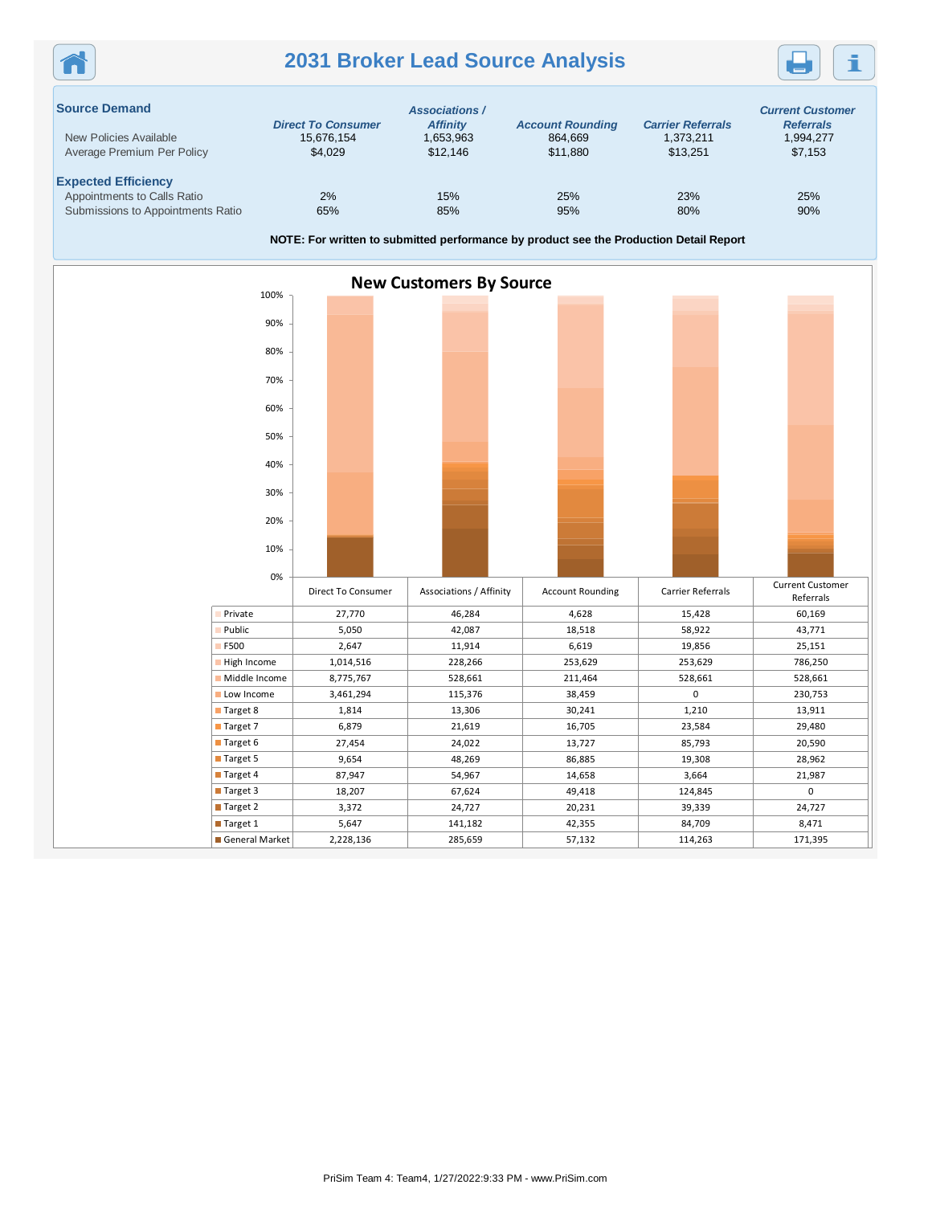# 2031 Broker Lead Source Analysis

| Source Demand | Direct To Consumer | Associations / Affinity | Account Rounding | Carrier Referrals | Current Customer Referrals |
|---|---|---|---|---|---|
| New Policies Available | 15,676,154 | 1,653,963 | 864,669 | 1,373,211 | 1,994,277 |
| Average Premium Per Policy | $4,029 | $12,146 | $11,880 | $13,251 | $7,153 |
| **Expected Efficiency** | | | | | |
| Appointments to Calls Ratio | 2% | 15% | 25% | 23% | 25% |
| Submissions to Appointments Ratio | 65% | 85% | 95% | 80% | 90% |

**NOTE: For written to submitted performance by product see the Production Detail Report**

## New Customers By Source

| | Direct To Consumer | Associations / Affinity | Account Rounding | Carrier Referrals | Current Customer Referrals |
|---|---|---|---|---|---|
| Private | 27,770 | 46,284 | 4,628 | 15,428 | 60,169 |
| Public | 5,050 | 42,087 | 18,518 | 58,922 | 43,771 |
| F500 | 2,647 | 11,914 | 6,619 | 19,856 | 25,151 |
| High Income | 1,014,516 | 228,266 | 253,629 | 253,629 | 786,250 |
| Middle Income | 8,775,767 | 528,661 | 211,464 | 528,661 | 528,661 |
| Low Income | 3,461,294 | 115,376 | 38,459 | 0 | 230,753 |
| Target 8 | 1,814 | 13,306 | 30,241 | 1,210 | 13,911 |
| Target 7 | 6,879 | 21,619 | 16,705 | 23,584 | 29,480 |
| Target 6 | 27,454 | 24,022 | 13,727 | 85,793 | 20,590 |
| Target 5 | 9,654 | 48,269 | 86,885 | 19,308 | 28,962 |
| Target 4 | 87,947 | 54,967 | 14,658 | 3,664 | 21,987 |
| Target 3 | 18,207 | 67,624 | 49,418 | 124,845 | 0 |
| Target 2 | 3,372 | 24,727 | 20,231 | 39,339 | 24,727 |
| Target 1 | 5,647 | 141,182 | 42,355 | 84,709 | 8,471 |
| General Market | 2,228,136 | 285,659 | 57,132 | 114,263 | 171,395 |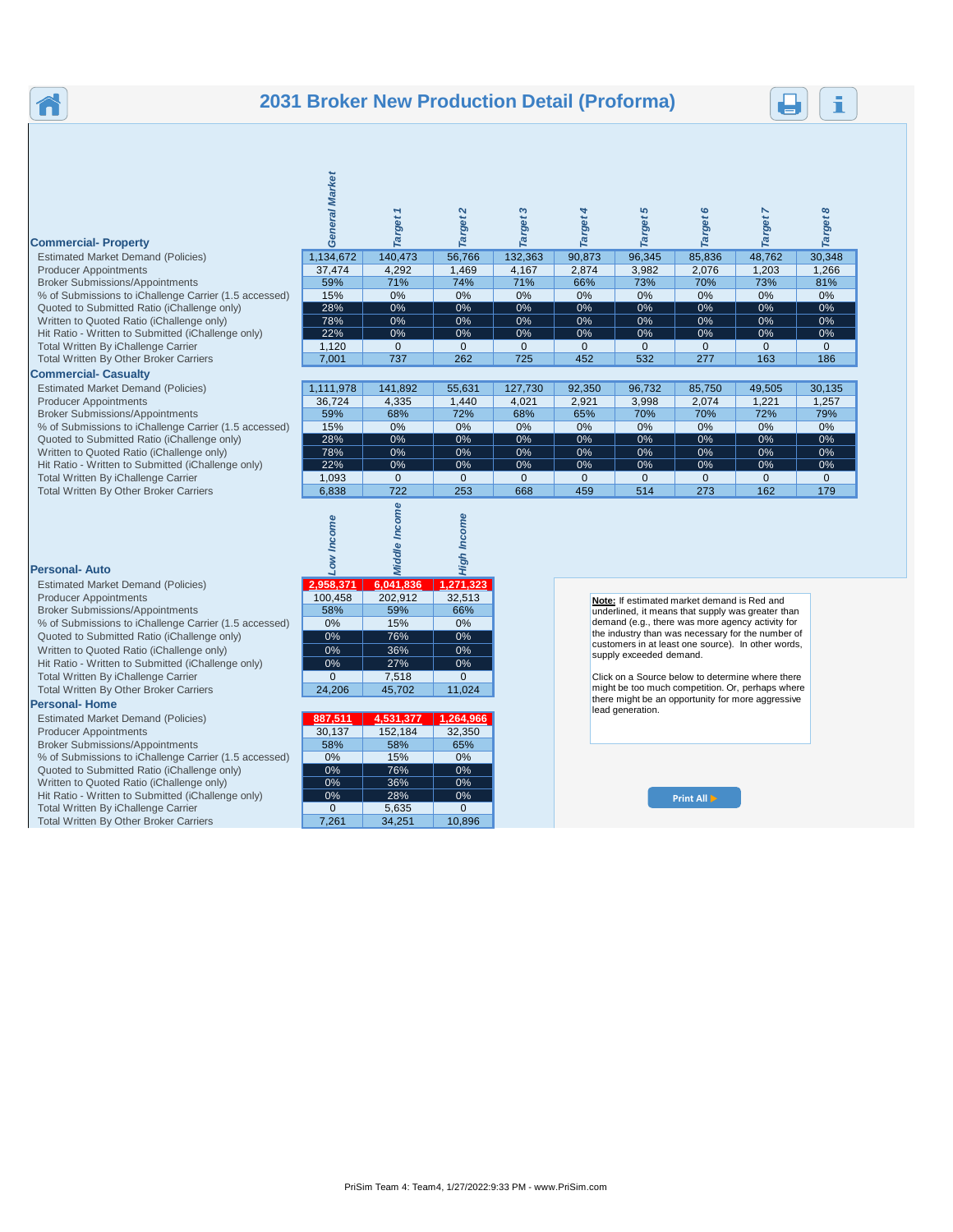# 2031 Broker New Production Detail (Proforma)

### Commercial- Property

| | General Market | Target 1 | Target 2 | Target 3 | Target 4 | Target 5 | Target 6 | Target 7 | Target 8 |
|---|---|---|---|---|---|---|---|---|---|
| Estimated Market Demand (Policies) | 1,134,672 | 140,473 | 56,766 | 132,363 | 90,873 | 96,345 | 85,836 | 48,762 | 30,348 |
| Producer Appointments | 37,474 | 4,292 | 1,469 | 4,167 | 2,874 | 3,982 | 2,076 | 1,203 | 1,266 |
| Broker Submissions/Appointments | 59% | 71% | 74% | 71% | 66% | 73% | 70% | 73% | 81% |
| % of Submissions to iChallenge Carrier (1.5 accessed) | 15% | 0% | 0% | 0% | 0% | 0% | 0% | 0% | 0% |
| Quoted to Submitted Ratio (iChallenge only) | 28% | 0% | 0% | 0% | 0% | 0% | 0% | 0% | 0% |
| Written to Quoted Ratio (iChallenge only) | 78% | 0% | 0% | 0% | 0% | 0% | 0% | 0% | 0% |
| Hit Ratio - Written to Submitted (iChallenge only) | 22% | 0% | 0% | 0% | 0% | 0% | 0% | 0% | 0% |
| Total Written By iChallenge Carrier | 1,120 | 0 | 0 | 0 | 0 | 0 | 0 | 0 | 0 |
| Total Written By Other Broker Carriers | 7,001 | 737 | 262 | 725 | 452 | 532 | 277 | 163 | 186 |

### Commercial- Casualty

| | General Market | Target 1 | Target 2 | Target 3 | Target 4 | Target 5 | Target 6 | Target 7 | Target 8 |
|---|---|---|---|---|---|---|---|---|---|
| Estimated Market Demand (Policies) | 1,111,978 | 141,892 | 55,631 | 127,730 | 92,350 | 96,732 | 85,750 | 49,505 | 30,135 |
| Producer Appointments | 36,724 | 4,335 | 1,440 | 4,021 | 2,921 | 3,998 | 2,074 | 1,221 | 1,257 |
| Broker Submissions/Appointments | 59% | 68% | 72% | 68% | 65% | 70% | 70% | 72% | 79% |
| % of Submissions to iChallenge Carrier (1.5 accessed) | 15% | 0% | 0% | 0% | 0% | 0% | 0% | 0% | 0% |
| Quoted to Submitted Ratio (iChallenge only) | 28% | 0% | 0% | 0% | 0% | 0% | 0% | 0% | 0% |
| Written to Quoted Ratio (iChallenge only) | 78% | 0% | 0% | 0% | 0% | 0% | 0% | 0% | 0% |
| Hit Ratio - Written to Submitted (iChallenge only) | 22% | 0% | 0% | 0% | 0% | 0% | 0% | 0% | 0% |
| Total Written By iChallenge Carrier | 1,093 | 0 | 0 | 0 | 0 | 0 | 0 | 0 | 0 |
| Total Written By Other Broker Carriers | 6,838 | 722 | 253 | 668 | 459 | 514 | 273 | 162 | 179 |

### Personal- Auto

| | Low Income | Middle Income | High Income |
|---|---|---|---|
| Estimated Market Demand (Policies) | 2,958,371 | 6,041,836 | 1,271,323 |
| Producer Appointments | 100,458 | 202,912 | 32,513 |
| Broker Submissions/Appointments | 58% | 59% | 66% |
| % of Submissions to iChallenge Carrier (1.5 accessed) | 0% | 15% | 0% |
| Quoted to Submitted Ratio (iChallenge only) | 0% | 76% | 0% |
| Written to Quoted Ratio (iChallenge only) | 0% | 36% | 0% |
| Hit Ratio - Written to Submitted (iChallenge only) | 0% | 27% | 0% |
| Total Written By iChallenge Carrier | 0 | 7,518 | 0 |
| Total Written By Other Broker Carriers | 24,206 | 45,702 | 11,024 |

### Personal- Home

| | Low Income | Middle Income | High Income |
|---|---|---|---|
| Estimated Market Demand (Policies) | 887,511 | 4,531,377 | 1,264,966 |
| Producer Appointments | 30,137 | 152,184 | 32,350 |
| Broker Submissions/Appointments | 58% | 58% | 65% |
| % of Submissions to iChallenge Carrier (1.5 accessed) | 0% | 15% | 0% |
| Quoted to Submitted Ratio (iChallenge only) | 0% | 76% | 0% |
| Written to Quoted Ratio (iChallenge only) | 0% | 36% | 0% |
| Hit Ratio - Written to Submitted (iChallenge only) | 0% | 28% | 0% |
| Total Written By iChallenge Carrier | 0 | 5,635 | 0 |
| Total Written By Other Broker Carriers | 7,261 | 34,251 | 10,896 |

**Note:** If estimated market demand is Red and underlined, it means that supply was greater than demand (e.g., there was more agency activity for the industry than was necessary for the number of customers in at least one source). In other words, supply exceeded demand.

Click on a Source below to determine where there might be too much competition. Or, perhaps where there might be an opportunity for more aggressive lead generation.

Print All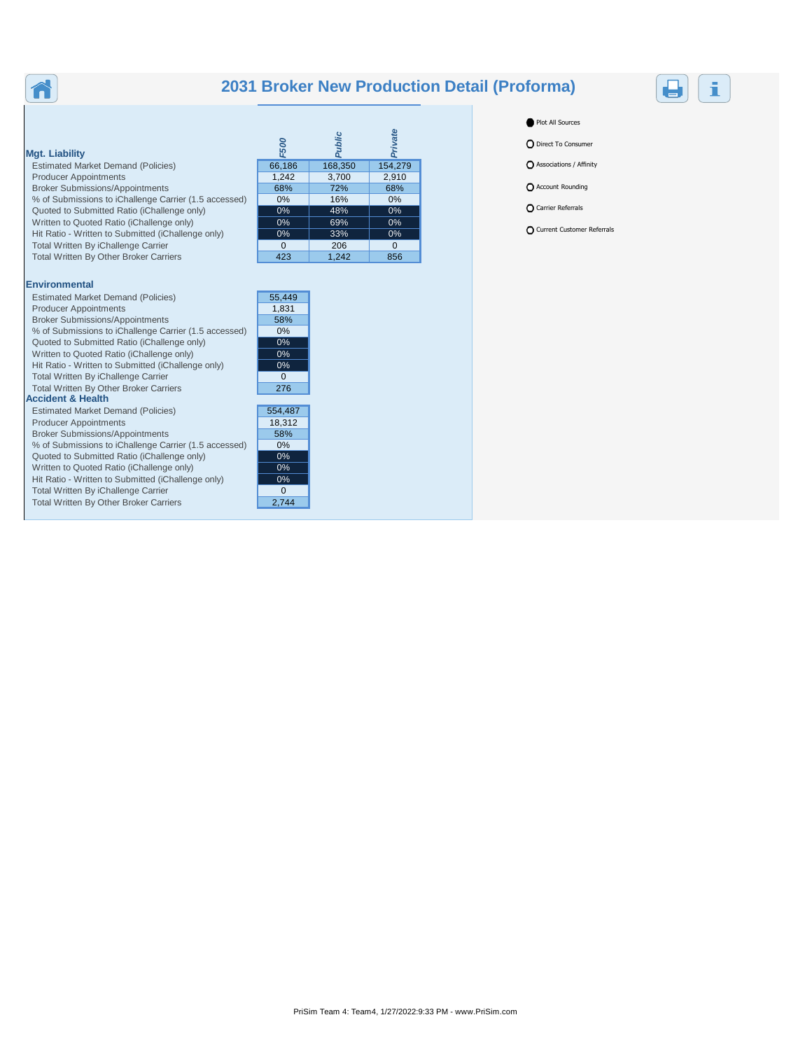# 2031 Broker New Production Detail (Proforma)

| Mgt. Liability | F500 | Public | Private |
|---|---|---|---|
| Estimated Market Demand (Policies) | 66,186 | 168,350 | 154,279 |
| Producer Appointments | 1,242 | 3,700 | 2,910 |
| Broker Submissions/Appointments | 68% | 72% | 68% |
| % of Submissions to iChallenge Carrier (1.5 accessed) | 0% | 16% | 0% |
| Quoted to Submitted Ratio (iChallenge only) | 0% | 48% | 0% |
| Written to Quoted Ratio (iChallenge only) | 0% | 69% | 0% |
| Hit Ratio - Written to Submitted (iChallenge only) | 0% | 33% | 0% |
| Total Written By iChallenge Carrier | 0 | 206 | 0 |
| Total Written By Other Broker Carriers | 423 | 1,242 | 856 |

| Environmental | |
|---|---|
| Estimated Market Demand (Policies) | 55,449 |
| Producer Appointments | 1,831 |
| Broker Submissions/Appointments | 58% |
| % of Submissions to iChallenge Carrier (1.5 accessed) | 0% |
| Quoted to Submitted Ratio (iChallenge only) | 0% |
| Written to Quoted Ratio (iChallenge only) | 0% |
| Hit Ratio - Written to Submitted (iChallenge only) | 0% |
| Total Written By iChallenge Carrier | 0 |
| Total Written By Other Broker Carriers | 276 |

| Accident & Health | |
|---|---|
| Estimated Market Demand (Policies) | 554,487 |
| Producer Appointments | 18,312 |
| Broker Submissions/Appointments | 58% |
| % of Submissions to iChallenge Carrier (1.5 accessed) | 0% |
| Quoted to Submitted Ratio (iChallenge only) | 0% |
| Written to Quoted Ratio (iChallenge only) | 0% |
| Hit Ratio - Written to Submitted (iChallenge only) | 0% |
| Total Written By iChallenge Carrier | 0 |
| Total Written By Other Broker Carriers | 2,744 |

- Plot All Sources
- Direct To Consumer
- Associations / Affinity
- Account Rounding
- Carrier Referrals
- Current Customer Referrals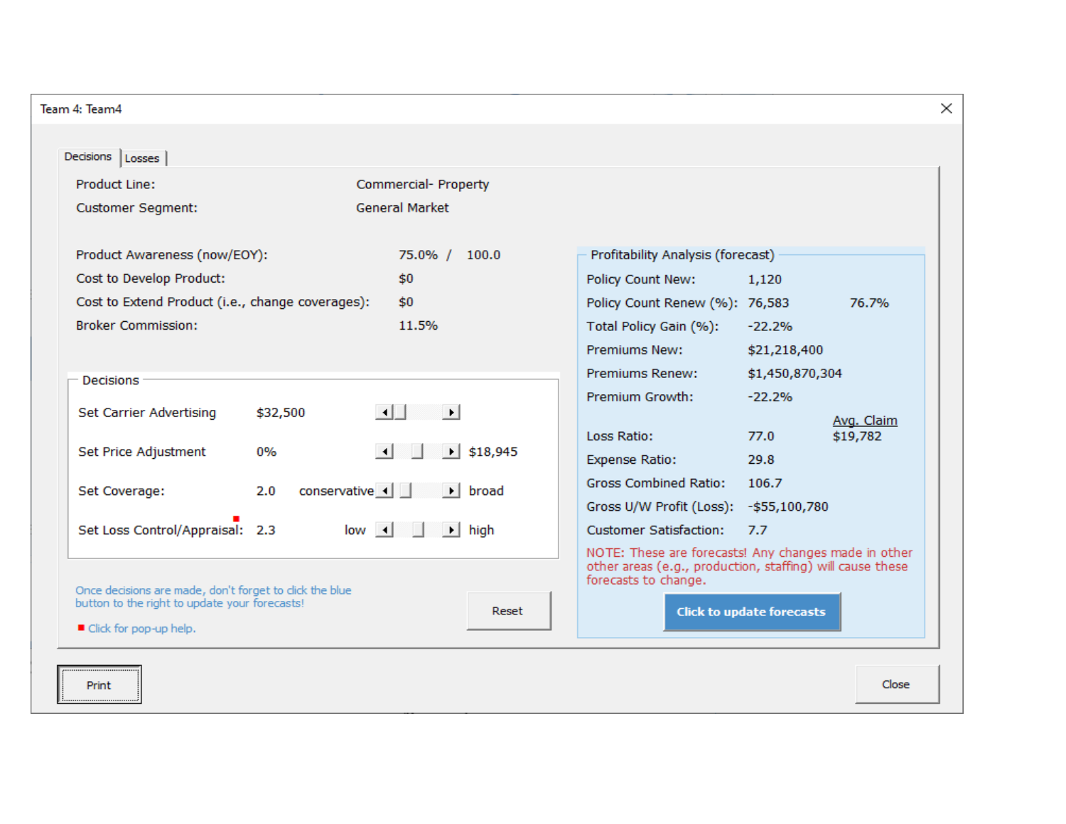Team 4: Team4

Decisions | Losses

| | |
|---|---|
| Product Line: | Commercial- Property |
| Customer Segment: | General Market |

| | |
|---|---|
| Product Awareness (now/EOY): | 75.0% / 100.0 |
| Cost to Develop Product: | $0 |
| Cost to Extend Product (i.e., change coverages): | $0 |
| Broker Commission: | 11.5% |

**Decisions**

| | | | |
|---|---|---|---|
| Set Carrier Advertising | $32,500 | | |
| Set Price Adjustment | 0% | | $18,945 |
| Set Coverage: | 2.0 | conservative | broad |
| Set Loss Control/Appraisal: | 2.3 | low | high |

Once decisions are made, don't forget to click the blue button to the right to update your forecasts!

Click for pop-up help.

Reset

**Profitability Analysis (forecast)**

| | | |
|---|---|---|
| Policy Count New: | 1,120 | |
| Policy Count Renew (%): | 76,583 | 76.7% |
| Total Policy Gain (%): | -22.2% | |
| Premiums New: | $21,218,400 | |
| Premiums Renew: | $1,450,870,304 | |
| Premium Growth: | -22.2% | |
| | | Avg. Claim |
| Loss Ratio: | 77.0 | $19,782 |
| Expense Ratio: | 29.8 | |
| Gross Combined Ratio: | 106.7 | |
| Gross U/W Profit (Loss): | -$55,100,780 | |
| Customer Satisfaction: | 7.7 | |

NOTE: These are forecasts! Any changes made in other other areas (e.g., production, staffing) will cause these forecasts to change.

Click to update forecasts

Print

Close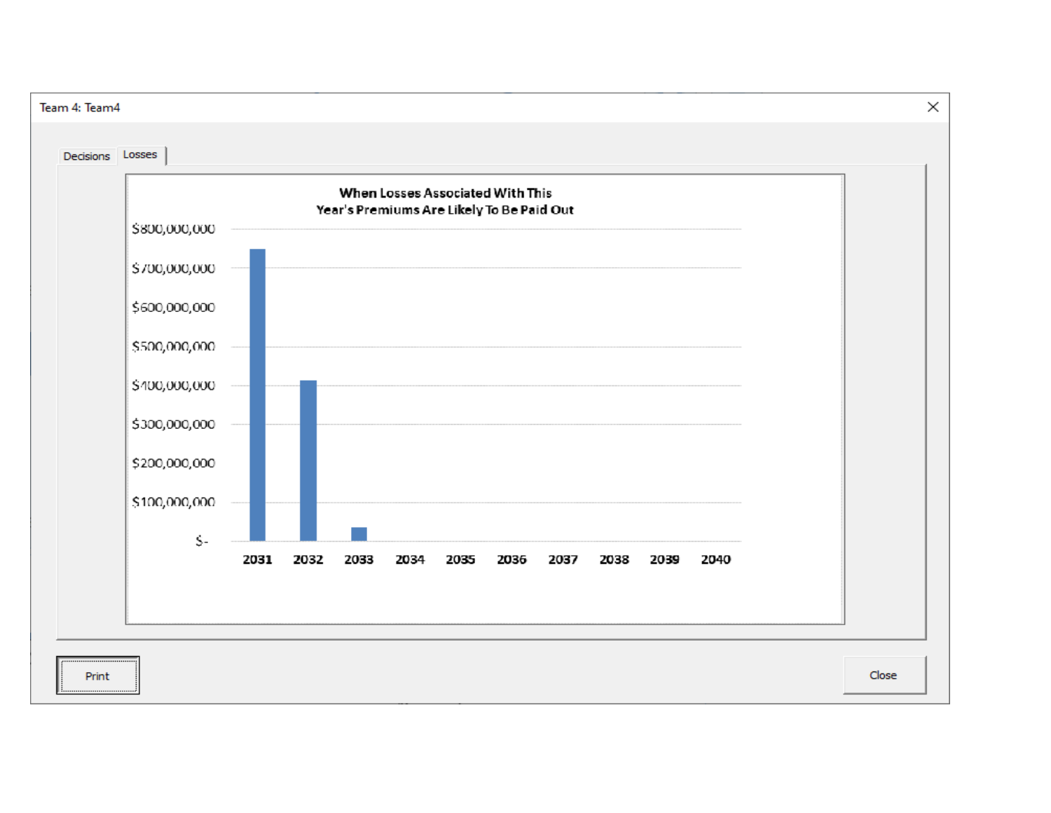Team 4: Team4

Decisions | Losses

**When Losses Associated With This Year's Premiums Are Likely To Be Paid Out**

$800,000,000
$700,000,000
$600,000,000
$500,000,000
$400,000,000
$300,000,000
$200,000,000
$100,000,000
$-

2031 2032 2033 2034 2035 2036 2037 2038 2039 2040

Print

Close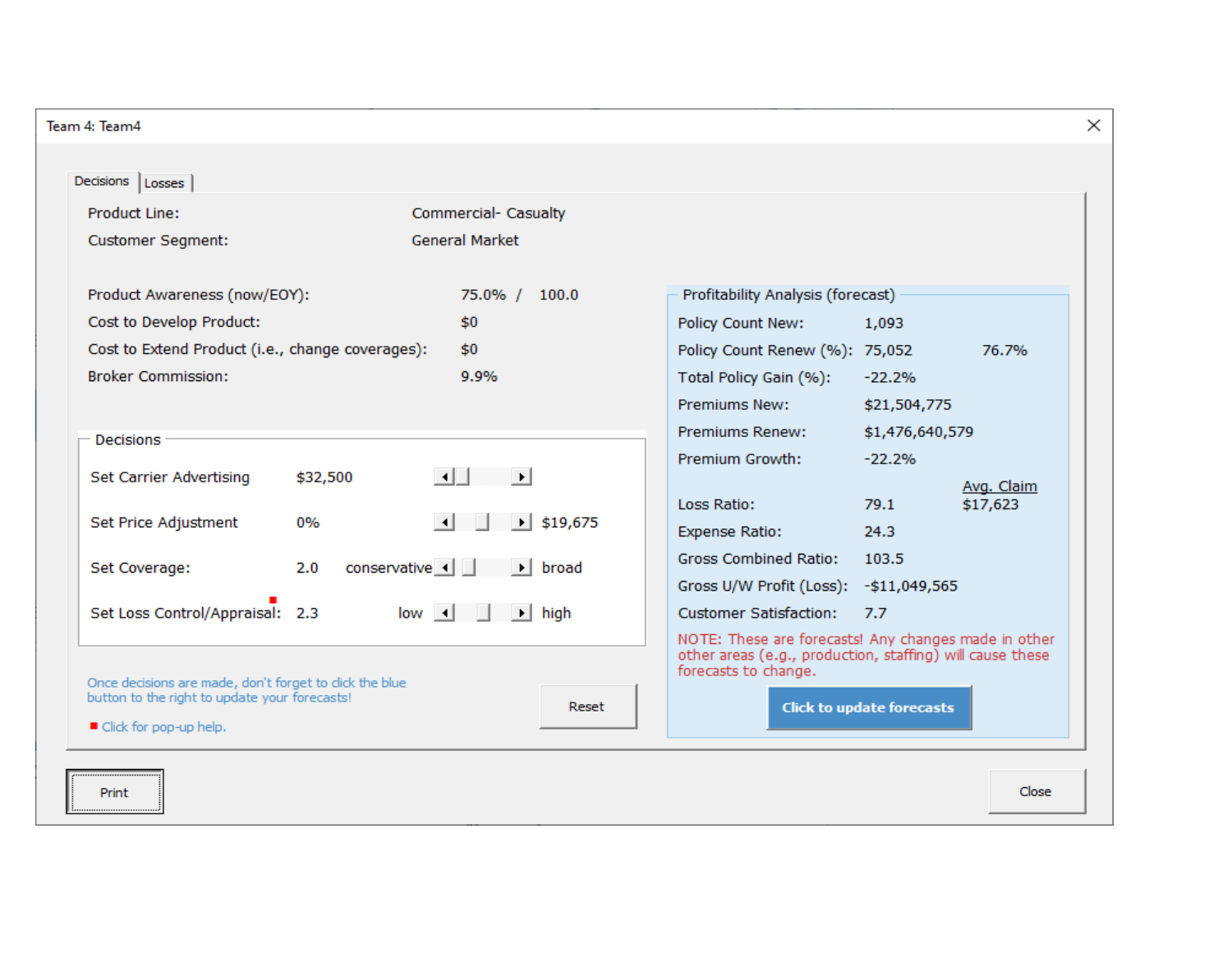Team 4: Team4

Decisions | Losses

| | |
|---|---|
| Product Line: | Commercial- Casualty |
| Customer Segment: | General Market |

| | |
|---|---|
| Product Awareness (now/EOY): | 75.0% / 100.0 |
| Cost to Develop Product: | $0 |
| Cost to Extend Product (i.e., change coverages): | $0 |
| Broker Commission: | 9.9% |

**Decisions**

| | | | |
|---|---|---|---|
| Set Carrier Advertising | $32,500 | | |
| Set Price Adjustment | 0% | | $19,675 |
| Set Coverage: | 2.0 | conservative | broad |
| Set Loss Control/Appraisal: | 2.3 | low | high |

Once decisions are made, don't forget to click the blue button to the right to update your forecasts!

Click for pop-up help.

Reset

**Profitability Analysis (forecast)**

| | | |
|---|---|---|
| Policy Count New: | 1,093 | |
| Policy Count Renew (%): | 75,052 | 76.7% |
| Total Policy Gain (%): | -22.2% | |
| Premiums New: | $21,504,775 | |
| Premiums Renew: | $1,476,640,579 | |
| Premium Growth: | -22.2% | |
| | | Avg. Claim |
| Loss Ratio: | 79.1 | $17,623 |
| Expense Ratio: | 24.3 | |
| Gross Combined Ratio: | 103.5 | |
| Gross U/W Profit (Loss): | -$11,049,565 | |
| Customer Satisfaction: | 7.7 | |

NOTE: These are forecasts! Any changes made in other other areas (e.g., production, staffing) will cause these forecasts to change.

Click to update forecasts

Print

Close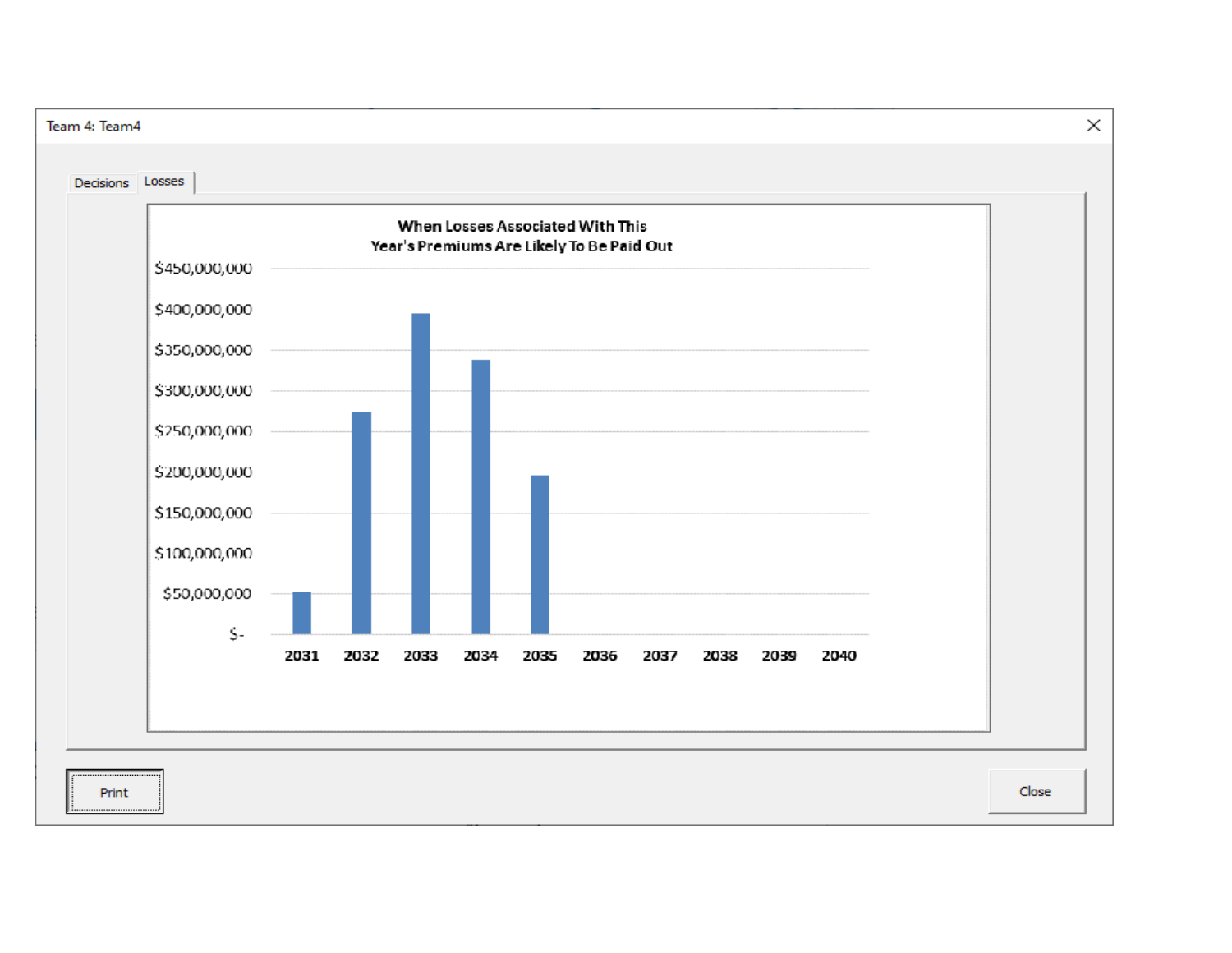Team 4: Team4

Decisions | Losses

**When Losses Associated With This Year's Premiums Are Likely To Be Paid Out**

$450,000,000
$400,000,000
$350,000,000
$300,000,000
$250,000,000
$200,000,000
$150,000,000
$100,000,000
$50,000,000
$-

2031 2032 2033 2034 2035 2036 2037 2038 2039 2040

Print

Close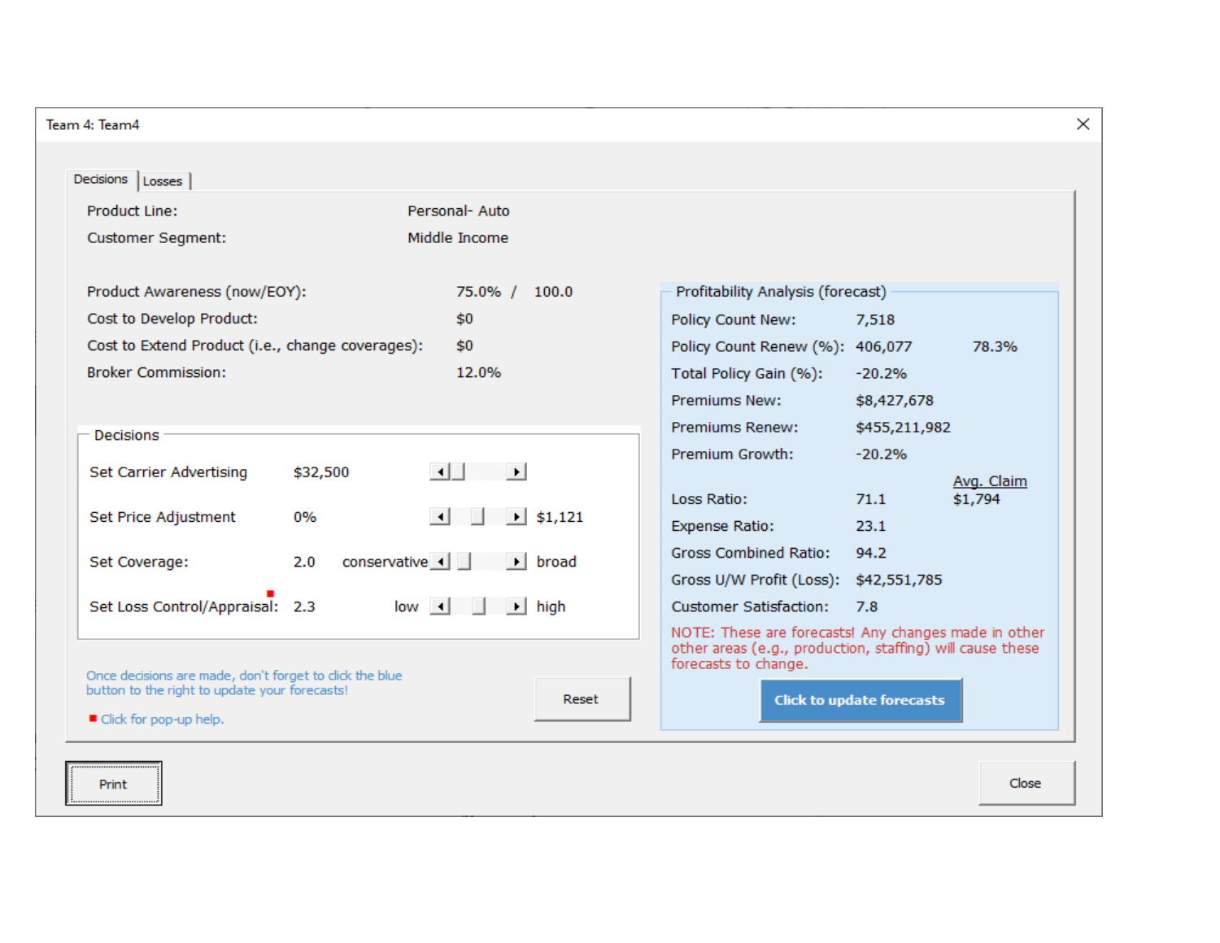Team 4: Team4

Decisions | Losses

| | |
|---|---|
| Product Line: | Personal- Auto |
| Customer Segment: | Middle Income |
| Product Awareness (now/EOY): | 75.0% / 100.0 |
| Cost to Develop Product: | $0 |
| Cost to Extend Product (i.e., change coverages): | $0 |
| Broker Commission: | 12.0% |

**Decisions**

| | | | |
|---|---|---|---|
| Set Carrier Advertising | $32,500 | | |
| Set Price Adjustment | 0% | | $1,121 |
| Set Coverage: | 2.0 | conservative | broad |
| Set Loss Control/Appraisal: | 2.3 | low | high |

Once decisions are made, don't forget to click the blue button to the right to update your forecasts!

Click for pop-up help.

Reset

**Profitability Analysis (forecast)**

| | | |
|---|---|---|
| Policy Count New: | 7,518 | |
| Policy Count Renew (%): | 406,077 | 78.3% |
| Total Policy Gain (%): | -20.2% | |
| Premiums New: | $8,427,678 | |
| Premiums Renew: | $455,211,982 | |
| Premium Growth: | -20.2% | |
| | | Avg. Claim |
| Loss Ratio: | 71.1 | $1,794 |
| Expense Ratio: | 23.1 | |
| Gross Combined Ratio: | 94.2 | |
| Gross U/W Profit (Loss): | $42,551,785 | |
| Customer Satisfaction: | 7.8 | |

NOTE: These are forecasts! Any changes made in other other areas (e.g., production, staffing) will cause these forecasts to change.

Click to update forecasts

Print

Close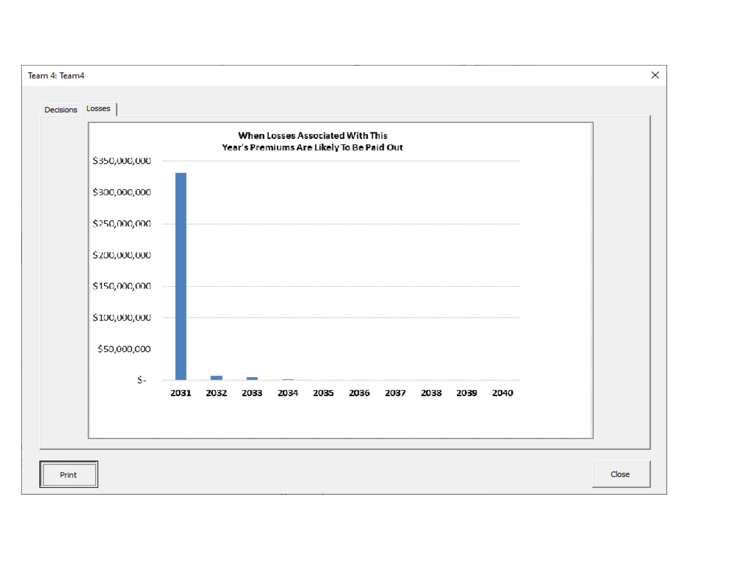Team 4: Team4

Decisions | Losses

**When Losses Associated With This Year's Premiums Are Likely To Be Paid Out**

$350,000,000
$300,000,000
$250,000,000
$200,000,000
$150,000,000
$100,000,000
$50,000,000
$-

2031 2032 2033 2034 2035 2036 2037 2038 2039 2040

Print

Close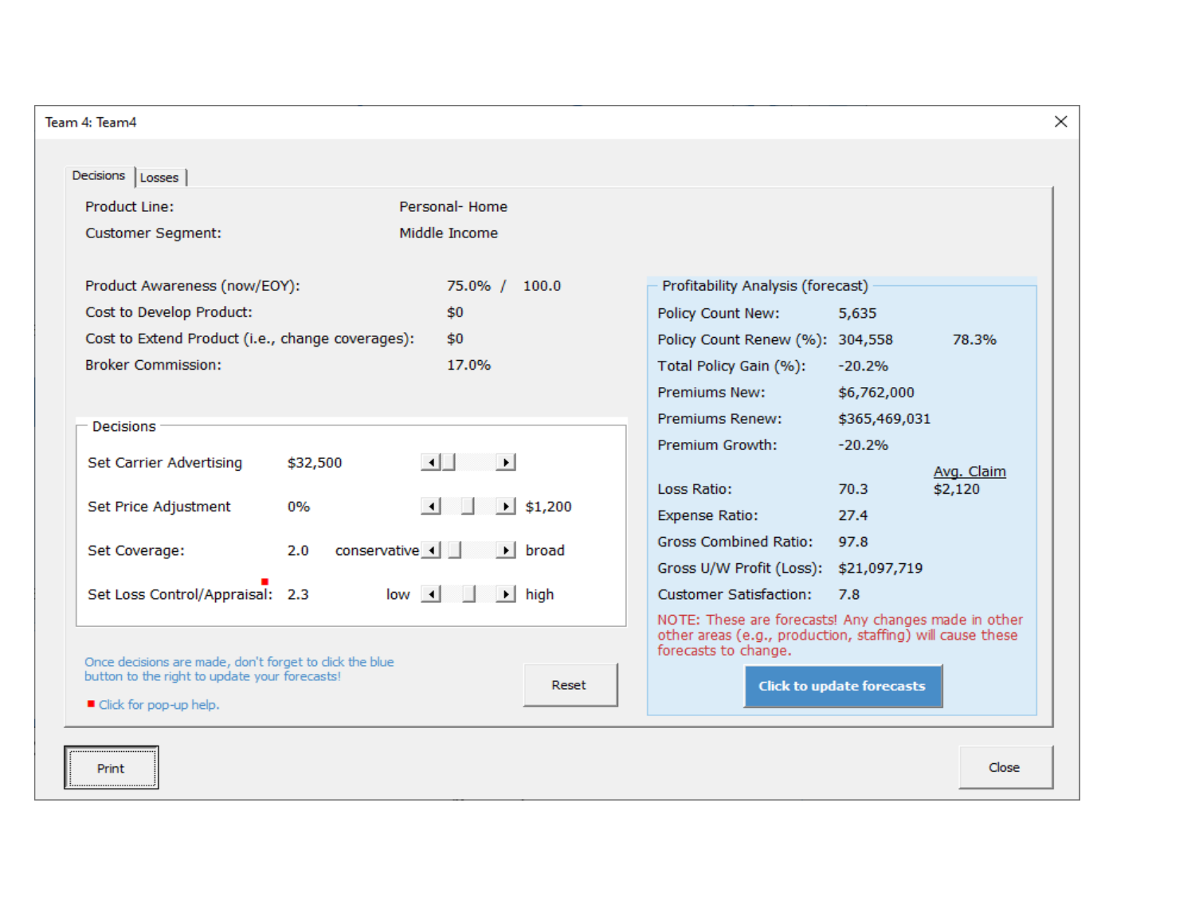Team 4: Team4

Decisions | Losses

Product Line: Personal- Home

Customer Segment: Middle Income

| | |
|---|---|
| Product Awareness (now/EOY): | 75.0% / 100.0 |
| Cost to Develop Product: | $0 |
| Cost to Extend Product (i.e., change coverages): | $0 |
| Broker Commission: | 17.0% |

**Decisions**

| | | | |
|---|---|---|---|
| Set Carrier Advertising | $32,500 | | |
| Set Price Adjustment | 0% | | $1,200 |
| Set Coverage: | 2.0 | conservative | broad |
| Set Loss Control/Appraisal: | 2.3 | low | high |

Once decisions are made, don't forget to click the blue button to the right to update your forecasts!

Click for pop-up help.

Reset

**Profitability Analysis (forecast)**

| | | |
|---|---|---|
| Policy Count New: | 5,635 | |
| Policy Count Renew (%): | 304,558 | 78.3% |
| Total Policy Gain (%): | -20.2% | |
| Premiums New: | $6,762,000 | |
| Premiums Renew: | $365,469,031 | |
| Premium Growth: | -20.2% | |
| | | Avg. Claim |
| Loss Ratio: | 70.3 | $2,120 |
| Expense Ratio: | 27.4 | |
| Gross Combined Ratio: | 97.8 | |
| Gross U/W Profit (Loss): | $21,097,719 | |
| Customer Satisfaction: | 7.8 | |

NOTE: These are forecasts! Any changes made in other other areas (e.g., production, staffing) will cause these forecasts to change.

Click to update forecasts

Print

Close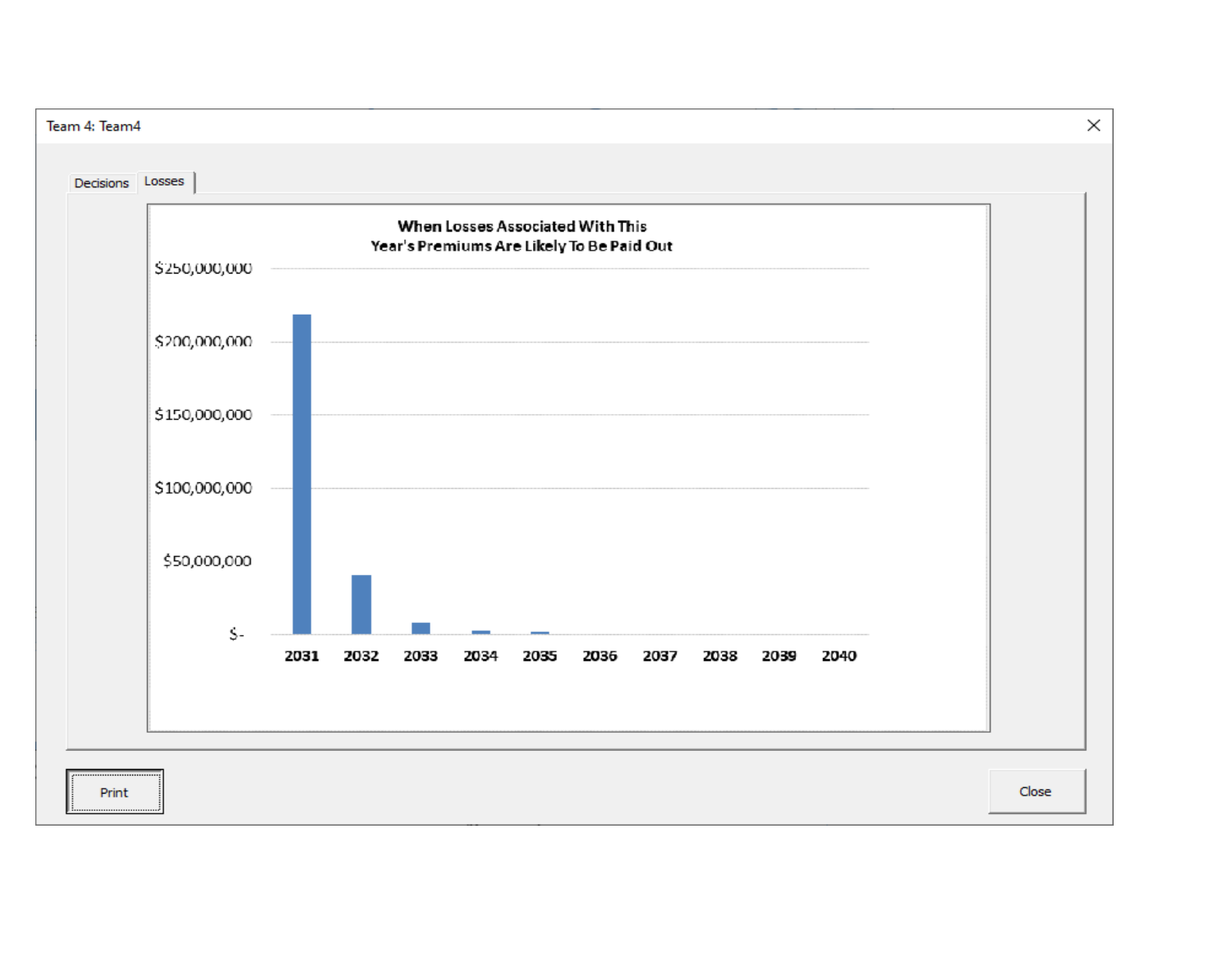Team 4: Team4

Decisions | Losses

**When Losses Associated With This Year's Premiums Are Likely To Be Paid Out**

$250,000,000
$200,000,000
$150,000,000
$100,000,000
$50,000,000
$-

2031 2032 2033 2034 2035 2036 2037 2038 2039 2040

Print

Close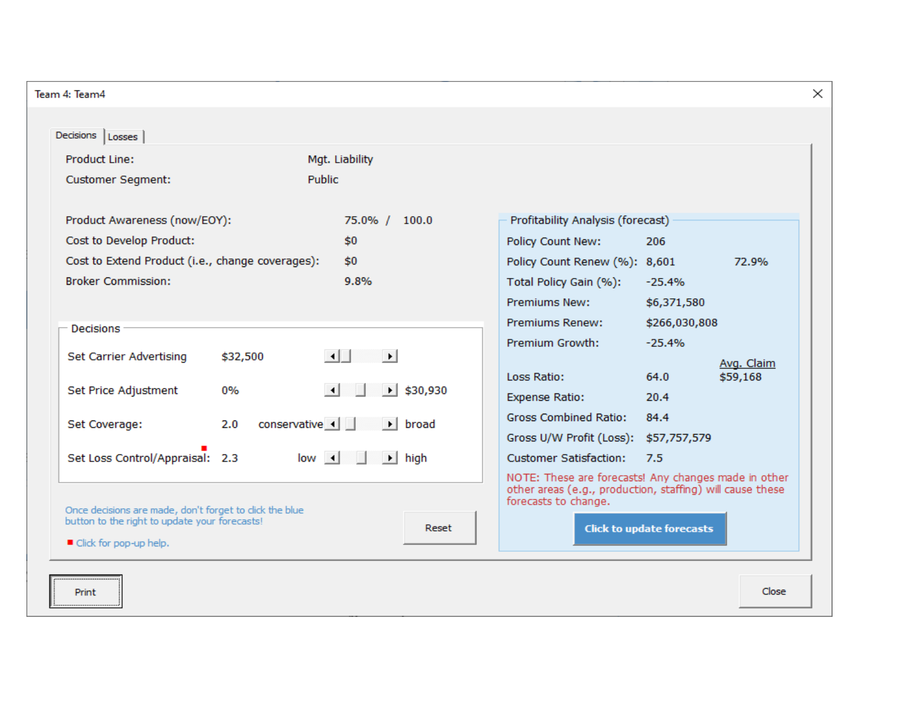Team 4: Team4

Decisions | Losses

| | |
|---|---|
| Product Line: | Mgt. Liability |
| Customer Segment: | Public |

| | |
|---|---|
| Product Awareness (now/EOY): | 75.0% / 100.0 |
| Cost to Develop Product: | $0 |
| Cost to Extend Product (i.e., change coverages): | $0 |
| Broker Commission: | 9.8% |

**Decisions**

| | | | |
|---|---|---|---|
| Set Carrier Advertising | $32,500 | | |
| Set Price Adjustment | 0% | | $30,930 |
| Set Coverage: | 2.0 | conservative | broad |
| Set Loss Control/Appraisal: | 2.3 | low | high |

Once decisions are made, don't forget to click the blue button to the right to update your forecasts!

Click for pop-up help.

Reset

**Profitability Analysis (forecast)**

| | | |
|---|---|---|
| Policy Count New: | 206 | |
| Policy Count Renew (%): | 8,601 | 72.9% |
| Total Policy Gain (%): | -25.4% | |
| Premiums New: | $6,371,580 | |
| Premiums Renew: | $266,030,808 | |
| Premium Growth: | -25.4% | |
| | | Avg. Claim |
| Loss Ratio: | 64.0 | $59,168 |
| Expense Ratio: | 20.4 | |
| Gross Combined Ratio: | 84.4 | |
| Gross U/W Profit (Loss): | $57,757,579 | |
| Customer Satisfaction: | 7.5 | |

NOTE: These are forecasts! Any changes made in other other areas (e.g., production, staffing) will cause these forecasts to change.

Click to update forecasts

Print

Close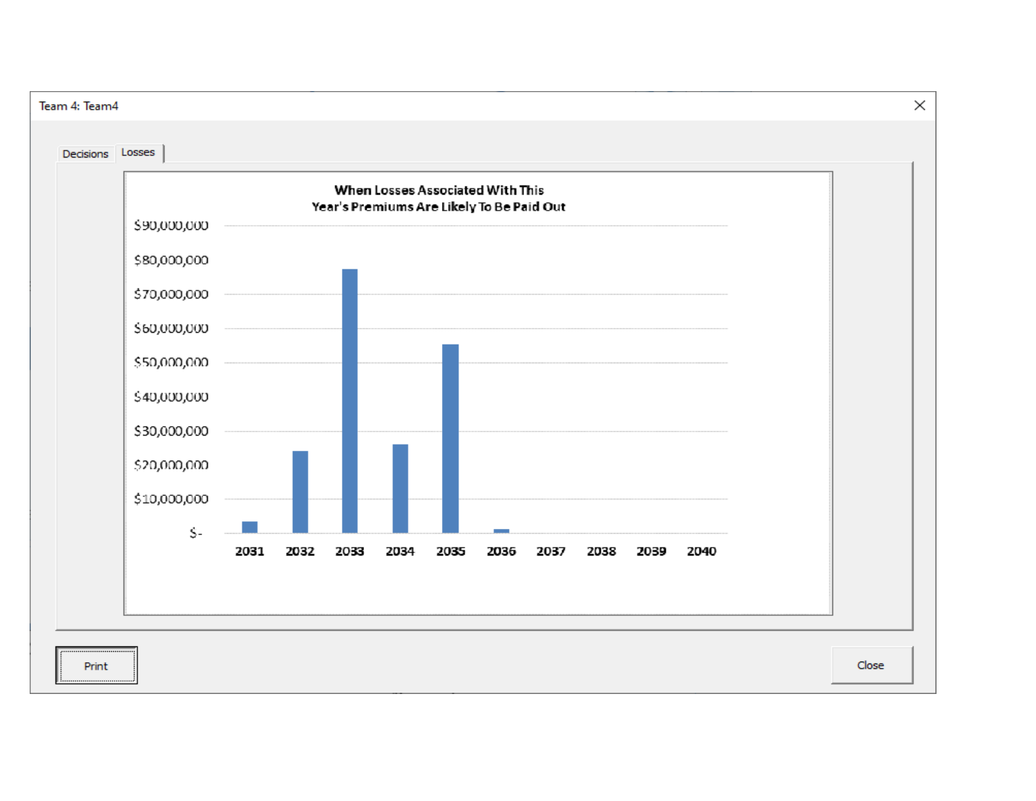Team 4: Team4

Decisions | Losses

When Losses Associated With This
Year's Premiums Are Likely To Be Paid Out

$90,000,000
$80,000,000
$70,000,000
$60,000,000
$50,000,000
$40,000,000
$30,000,000
$20,000,000
$10,000,000
$-

2031
2032
2033
2034
2035
2036
2037
2038
2039
2040

Print

Close